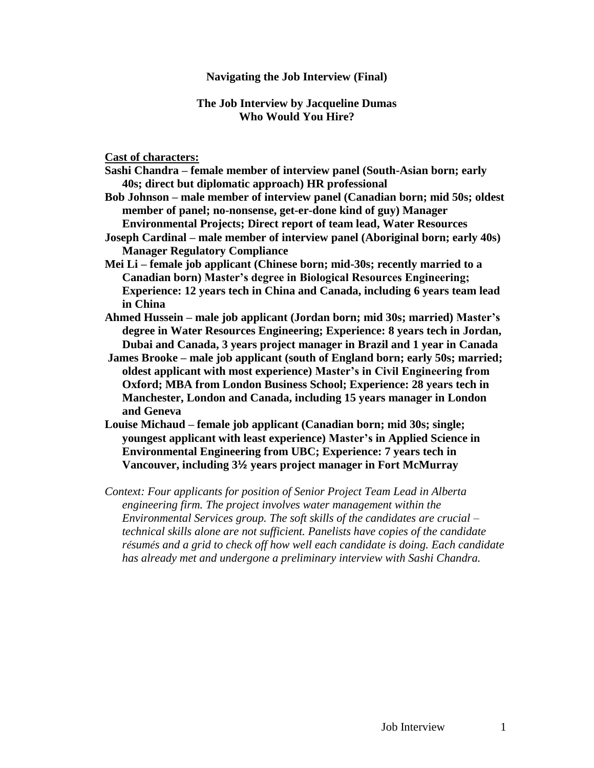**Navigating the Job Interview (Final)**

**The Job Interview by Jacqueline Dumas**
**Who Would You Hire?**

**Cast of characters:**

**Sashi Chandra – female member of interview panel (South-Asian born; early 40s; direct but diplomatic approach) HR professional**

**Bob Johnson – male member of interview panel (Canadian born; mid 50s; oldest member of panel; no-nonsense, get-er-done kind of guy) Manager Environmental Projects; Direct report of team lead, Water Resources**

**Joseph Cardinal – male member of interview panel (Aboriginal born; early 40s) Manager Regulatory Compliance**

**Mei Li – female job applicant (Chinese born; mid-30s; recently married to a Canadian born) Master's degree in Biological Resources Engineering; Experience: 12 years tech in China and Canada, including 6 years team lead in China**

**Ahmed Hussein – male job applicant (Jordan born; mid 30s; married) Master's degree in Water Resources Engineering; Experience: 8 years tech in Jordan, Dubai and Canada, 3 years project manager in Brazil and 1 year in Canada**

**James Brooke – male job applicant (south of England born; early 50s; married; oldest applicant with most experience) Master's in Civil Engineering from Oxford; MBA from London Business School; Experience: 28 years tech in Manchester, London and Canada, including 15 years manager in London and Geneva**

**Louise Michaud – female job applicant (Canadian born; mid 30s; single; youngest applicant with least experience) Master's in Applied Science in Environmental Engineering from UBC; Experience: 7 years tech in Vancouver, including 3½ years project manager in Fort McMurray**

*Context: Four applicants for position of Senior Project Team Lead in Alberta engineering firm. The project involves water management within the Environmental Services group. The soft skills of the candidates are crucial – technical skills alone are not sufficient. Panelists have copies of the candidate résumés and a grid to check off how well each candidate is doing. Each candidate has already met and undergone a preliminary interview with Sashi Chandra.*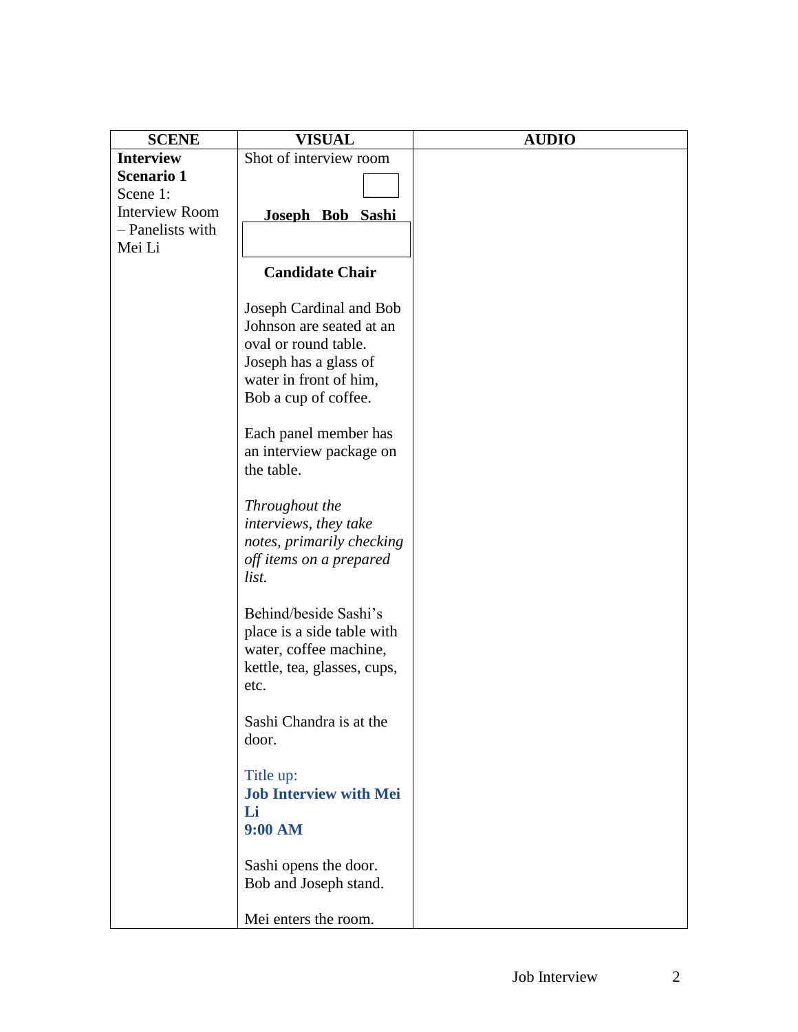| SCENE | VISUAL | AUDIO |
|---|---|---|
| **Interview Scenario 1**<br>Scene 1:<br>Interview Room – Panelists with Mei Li | Shot of interview room<br><br>**Joseph Bob Sashi**<br><br>**Candidate Chair**<br><br>Joseph Cardinal and Bob Johnson are seated at an oval or round table. Joseph has a glass of water in front of him, Bob a cup of coffee.<br><br>Each panel member has an interview package on the table.<br><br>*Throughout the interviews, they take notes, primarily checking off items on a prepared list.*<br><br>Behind/beside Sashi's place is a side table with water, coffee machine, kettle, tea, glasses, cups, etc.<br><br>Sashi Chandra is at the door.<br><br>Title up:<br>**Job Interview with Mei Li**<br>**9:00 AM**<br><br>Sashi opens the door. Bob and Joseph stand.<br><br>Mei enters the room. | |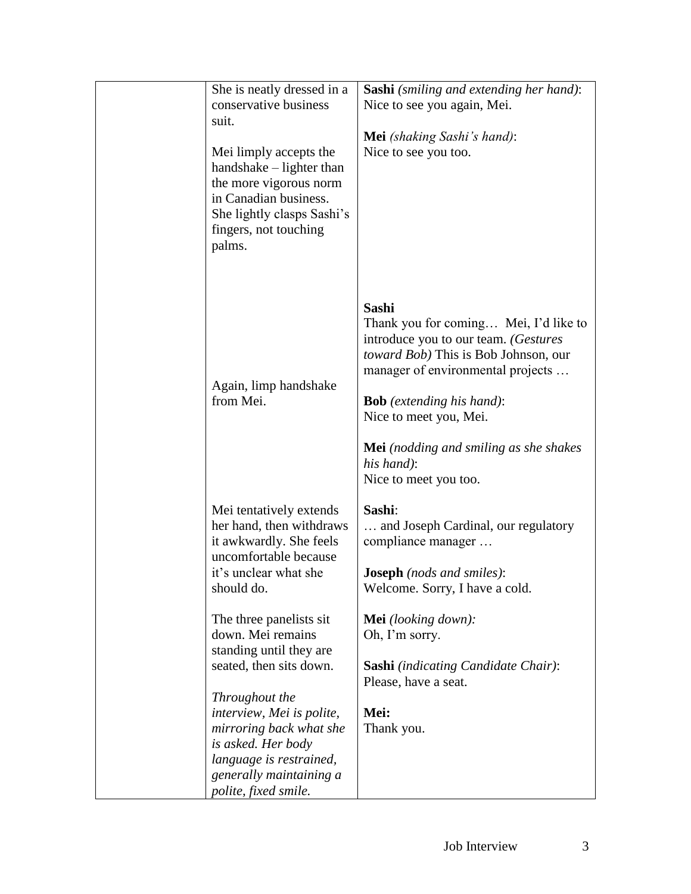| | | |
|---|---|---|
| | She is neatly dressed in a conservative business suit.<br><br>Mei limply accepts the handshake – lighter than the more vigorous norm in Canadian business. She lightly clasps Sashi's fingers, not touching palms. | **Sashi** *(smiling and extending her hand)*:<br>Nice to see you again, Mei.<br><br>**Mei** *(shaking Sashi's hand)*:<br>Nice to see you too. |
| | Again, limp handshake from Mei. | **Sashi**<br>Thank you for coming… Mei, I'd like to introduce you to our team. *(Gestures toward Bob)* This is Bob Johnson, our manager of environmental projects …<br><br>**Bob** *(extending his hand)*:<br>Nice to meet you, Mei.<br><br>**Mei** *(nodding and smiling as she shakes his hand)*:<br>Nice to meet you too. |
| | Mei tentatively extends her hand, then withdraws it awkwardly. She feels uncomfortable because it's unclear what she should do.<br><br>The three panelists sit down. Mei remains standing until they are seated, then sits down.<br><br>*Throughout the interview, Mei is polite, mirroring back what she is asked. Her body language is restrained, generally maintaining a polite, fixed smile.* | **Sashi**:<br>… and Joseph Cardinal, our regulatory compliance manager …<br><br>**Joseph** *(nods and smiles)*:<br>Welcome. Sorry, I have a cold.<br><br>**Mei** *(looking down):*<br>Oh, I'm sorry.<br><br>**Sashi** *(indicating Candidate Chair)*:<br>Please, have a seat.<br><br>**Mei:**<br>Thank you. |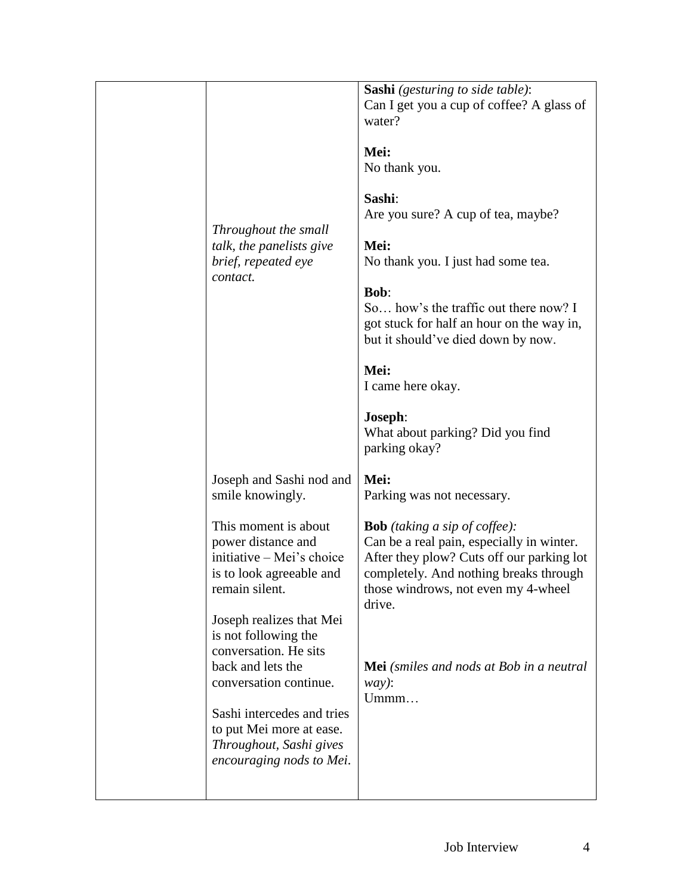|  |  |  |
| --- | --- | --- |
|  | *Throughout the small talk, the panelists give brief, repeated eye contact.* | **Sashi** *(gesturing to side table)*: Can I get you a cup of coffee? A glass of water?<br><br>**Mei:** No thank you.<br><br>**Sashi**: Are you sure? A cup of tea, maybe?<br><br>**Mei:** No thank you. I just had some tea.<br><br>**Bob**: So… how's the traffic out there now? I got stuck for half an hour on the way in, but it should've died down by now.<br><br>**Mei:** I came here okay.<br><br>**Joseph**: What about parking? Did you find parking okay? |
|  | Joseph and Sashi nod and smile knowingly.<br><br>This moment is about power distance and initiative – Mei's choice is to look agreeable and remain silent.<br><br>Joseph realizes that Mei is not following the conversation. He sits back and lets the conversation continue.<br><br>Sashi intercedes and tries to put Mei more at ease. *Throughout, Sashi gives encouraging nods to Mei.* | **Mei:** Parking was not necessary.<br><br>**Bob** *(taking a sip of coffee):* Can be a real pain, especially in winter. After they plow? Cuts off our parking lot completely. And nothing breaks through those windrows, not even my 4-wheel drive.<br><br>**Mei** *(smiles and nods at Bob in a neutral way)*: Ummm… |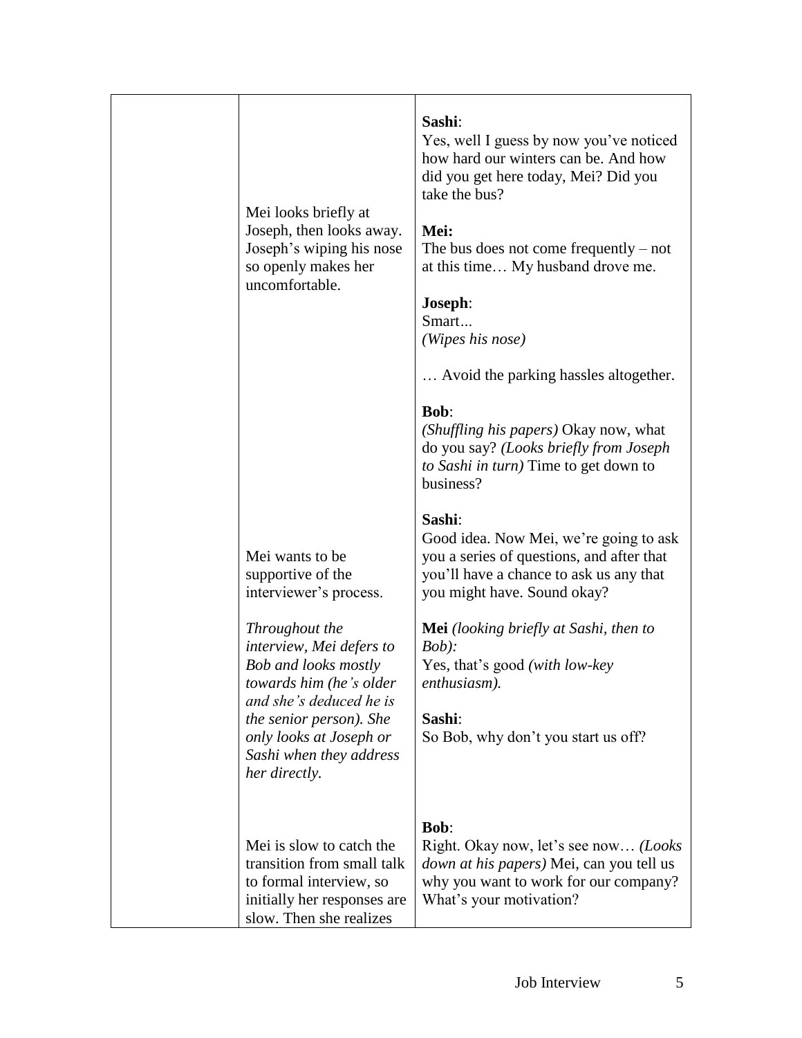| | | |
|---|---|---|
| | Mei looks briefly at Joseph, then looks away. Joseph's wiping his nose so openly makes her uncomfortable. | **Sashi**:<br>Yes, well I guess by now you've noticed how hard our winters can be. And how did you get here today, Mei? Did you take the bus?<br><br>**Mei:**<br>The bus does not come frequently – not at this time… My husband drove me.<br><br>**Joseph**:<br>Smart…<br>*(Wipes his nose)*<br><br>… Avoid the parking hassles altogether.<br><br>**Bob**:<br>*(Shuffling his papers)* Okay now, what do you say? *(Looks briefly from Joseph to Sashi in turn)* Time to get down to business? |
| | Mei wants to be supportive of the interviewer's process.<br><br>*Throughout the interview, Mei defers to Bob and looks mostly towards him (he's older and she's deduced he is the senior person). She only looks at Joseph or Sashi when they address her directly.* | **Sashi**:<br>Good idea. Now Mei, we're going to ask you a series of questions, and after that you'll have a chance to ask us any that you might have. Sound okay?<br><br>**Mei** *(looking briefly at Sashi, then to Bob):*<br>Yes, that's good *(with low-key enthusiasm).*<br><br>**Sashi**:<br>So Bob, why don't you start us off? |
| | Mei is slow to catch the transition from small talk to formal interview, so initially her responses are slow. Then she realizes | **Bob**:<br>Right. Okay now, let's see now… *(Looks down at his papers)* Mei, can you tell us why you want to work for our company? What's your motivation? |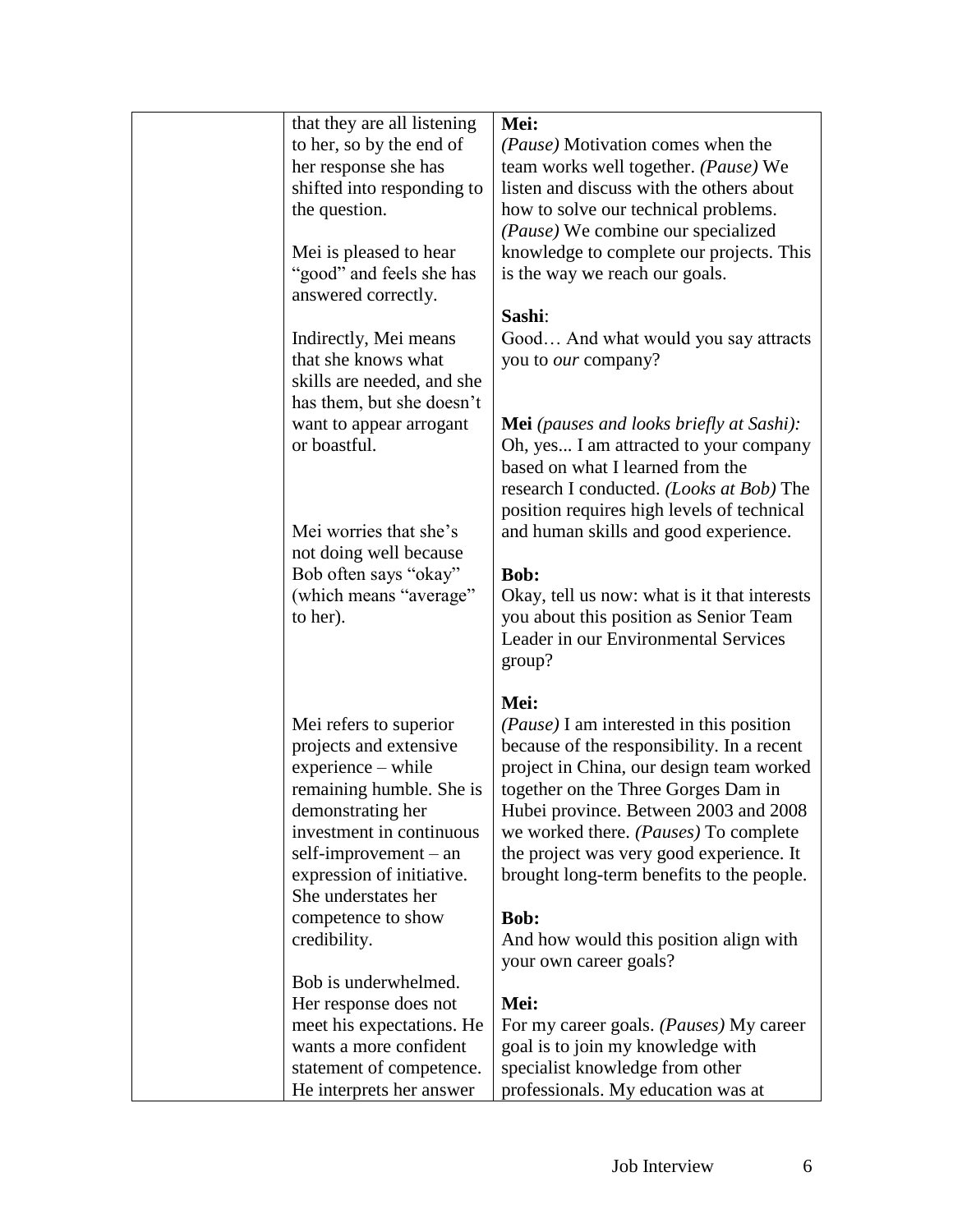| | | |
|---|---|---|
| | that they are all listening to her, so by the end of her response she has shifted into responding to the question. | **Mei:**<br>*(Pause)* Motivation comes when the team works well together. *(Pause)* We listen and discuss with the others about how to solve our technical problems. *(Pause)* We combine our specialized knowledge to complete our projects. This is the way we reach our goals. |
| | Mei is pleased to hear "good" and feels she has answered correctly.<br><br>Indirectly, Mei means that she knows what skills are needed, and she has them, but she doesn't want to appear arrogant or boastful. | **Sashi**:<br>Good… And what would you say attracts you to *our* company?<br><br>**Mei** *(pauses and looks briefly at Sashi):*<br>Oh, yes... I am attracted to your company based on what I learned from the research I conducted. *(Looks at Bob)* The position requires high levels of technical and human skills and good experience. |
| | Mei worries that she's not doing well because Bob often says "okay" (which means "average" to her). | **Bob:**<br>Okay, tell us now: what is it that interests you about this position as Senior Team Leader in our Environmental Services group? |
| | Mei refers to superior projects and extensive experience – while remaining humble. She is demonstrating her investment in continuous self-improvement – an expression of initiative. She understates her competence to show credibility. | **Mei:**<br>*(Pause)* I am interested in this position because of the responsibility. In a recent project in China, our design team worked together on the Three Gorges Dam in Hubei province. Between 2003 and 2008 we worked there. *(Pauses)* To complete the project was very good experience. It brought long-term benefits to the people.<br><br>**Bob:**<br>And how would this position align with your own career goals? |
| | Bob is underwhelmed. Her response does not meet his expectations. He wants a more confident statement of competence. He interprets her answer | **Mei:**<br>For my career goals. *(Pauses)* My career goal is to join my knowledge with specialist knowledge from other professionals. My education was at |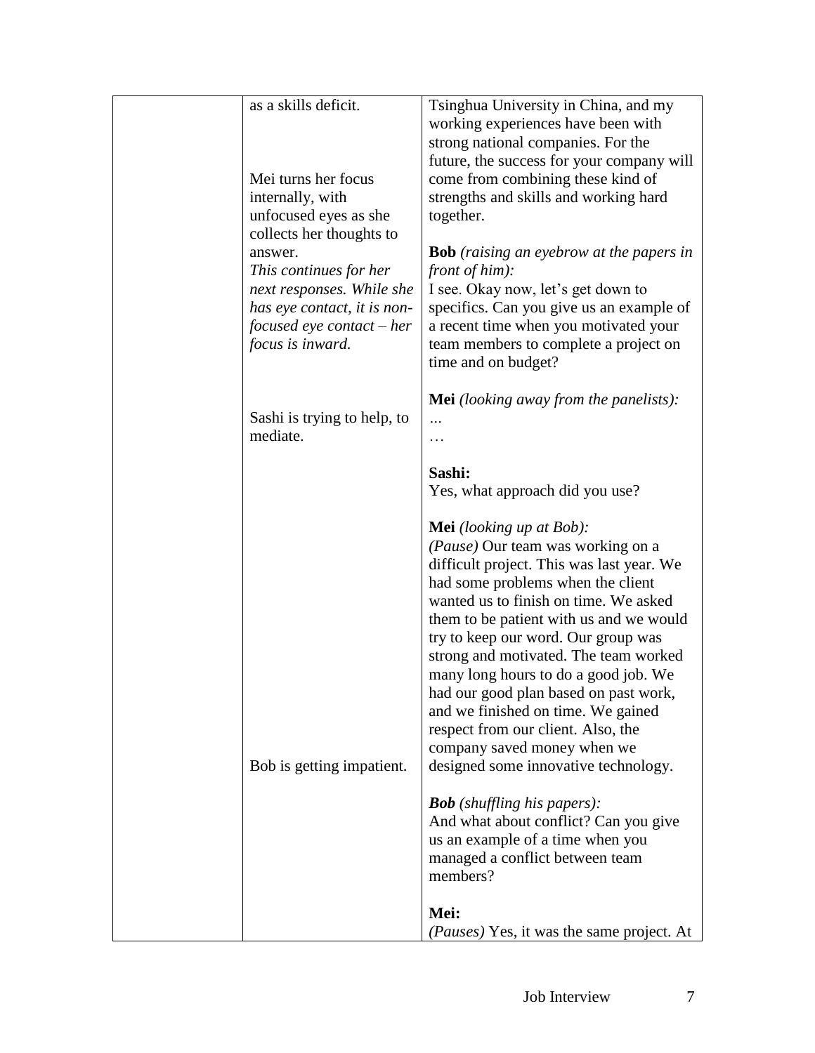| | | |
|---|---|---|
| | as a skills deficit.<br><br><br><br>Mei turns her focus internally, with unfocused eyes as she collects her thoughts to answer.<br>*This continues for her next responses. While she has eye contact, it is non-focused eye contact – her focus is inward.*<br><br><br><br><br>Sashi is trying to help, to mediate.<br><br><br><br><br><br><br><br><br><br><br><br><br><br><br><br><br><br>Bob is getting impatient. | Tsinghua University in China, and my working experiences have been with strong national companies. For the future, the success for your company will come from combining these kind of strengths and skills and working hard together.<br><br>**Bob** *(raising an eyebrow at the papers in front of him):*<br>I see. Okay now, let's get down to specifics. Can you give us an example of a recent time when you motivated your team members to complete a project on time and on budget?<br><br>**Mei** *(looking away from the panelists):*<br>*…*<br>…<br><br>**Sashi:**<br>Yes, what approach did you use?<br><br>**Mei** *(looking up at Bob):*<br>*(Pause)* Our team was working on a difficult project. This was last year. We had some problems when the client wanted us to finish on time. We asked them to be patient with us and we would try to keep our word. Our group was strong and motivated. The team worked many long hours to do a good job. We had our good plan based on past work, and we finished on time. We gained respect from our client. Also, the company saved money when we designed some innovative technology.<br><br>***Bob*** *(shuffling his papers):*<br>And what about conflict? Can you give us an example of a time when you managed a conflict between team members?<br><br>**Mei:**<br>*(Pauses)* Yes, it was the same project. At |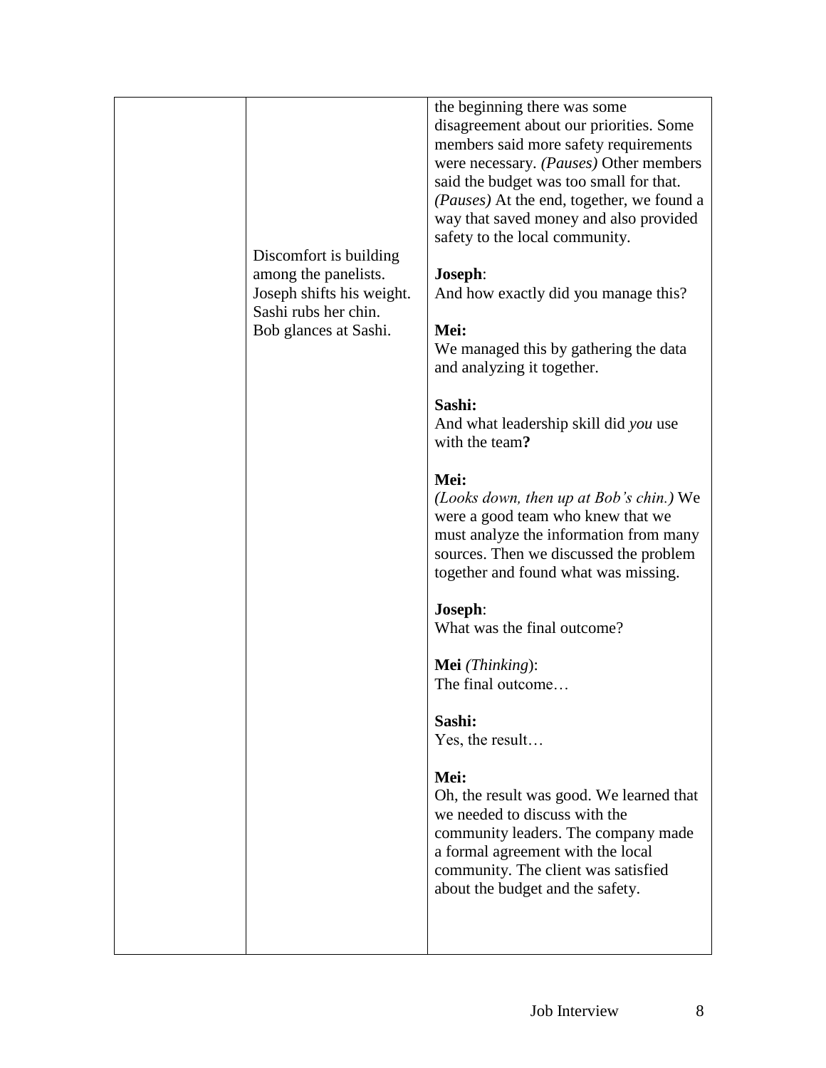| | | |
|---|---|---|
| | Discomfort is building among the panelists. Joseph shifts his weight. Sashi rubs her chin. Bob glances at Sashi. | the beginning there was some disagreement about our priorities. Some members said more safety requirements were necessary. *(Pauses)* Other members said the budget was too small for that. *(Pauses)* At the end, together, we found a way that saved money and also provided safety to the local community.<br><br>**Joseph**:<br>And how exactly did you manage this?<br><br>**Mei:**<br>We managed this by gathering the data and analyzing it together.<br><br>**Sashi:**<br>And what leadership skill did *you* use with the team**?**<br><br>**Mei:**<br>*(Looks down, then up at Bob's chin.)* We were a good team who knew that we must analyze the information from many sources. Then we discussed the problem together and found what was missing.<br><br>**Joseph**:<br>What was the final outcome?<br><br>**Mei** *(Thinking)*:<br>The final outcome…<br><br>**Sashi:**<br>Yes, the result…<br><br>**Mei:**<br>Oh, the result was good. We learned that we needed to discuss with the community leaders. The company made a formal agreement with the local community. The client was satisfied about the budget and the safety. |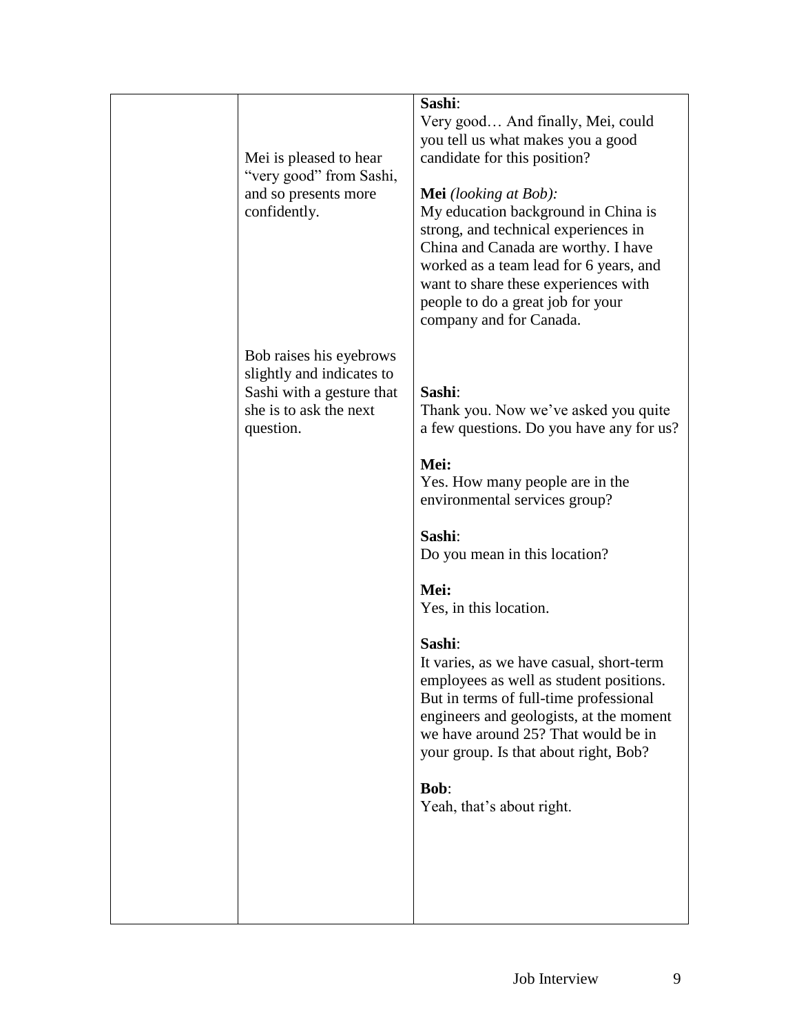| | | |
|---|---|---|
| | Mei is pleased to hear "very good" from Sashi, and so presents more confidently. | **Sashi**:<br>Very good… And finally, Mei, could you tell us what makes you a good candidate for this position?<br><br>**Mei** *(looking at Bob):*<br>My education background in China is strong, and technical experiences in China and Canada are worthy. I have worked as a team lead for 6 years, and want to share these experiences with people to do a great job for your company and for Canada. |
| | Bob raises his eyebrows slightly and indicates to Sashi with a gesture that she is to ask the next question. | **Sashi**:<br>Thank you. Now we've asked you quite a few questions. Do you have any for us?<br><br>**Mei:**<br>Yes. How many people are in the environmental services group?<br><br>**Sashi**:<br>Do you mean in this location?<br><br>**Mei:**<br>Yes, in this location.<br><br>**Sashi**:<br>It varies, as we have casual, short-term employees as well as student positions. But in terms of full-time professional engineers and geologists, at the moment we have around 25? That would be in your group. Is that about right, Bob?<br><br>**Bob**:<br>Yeah, that's about right. |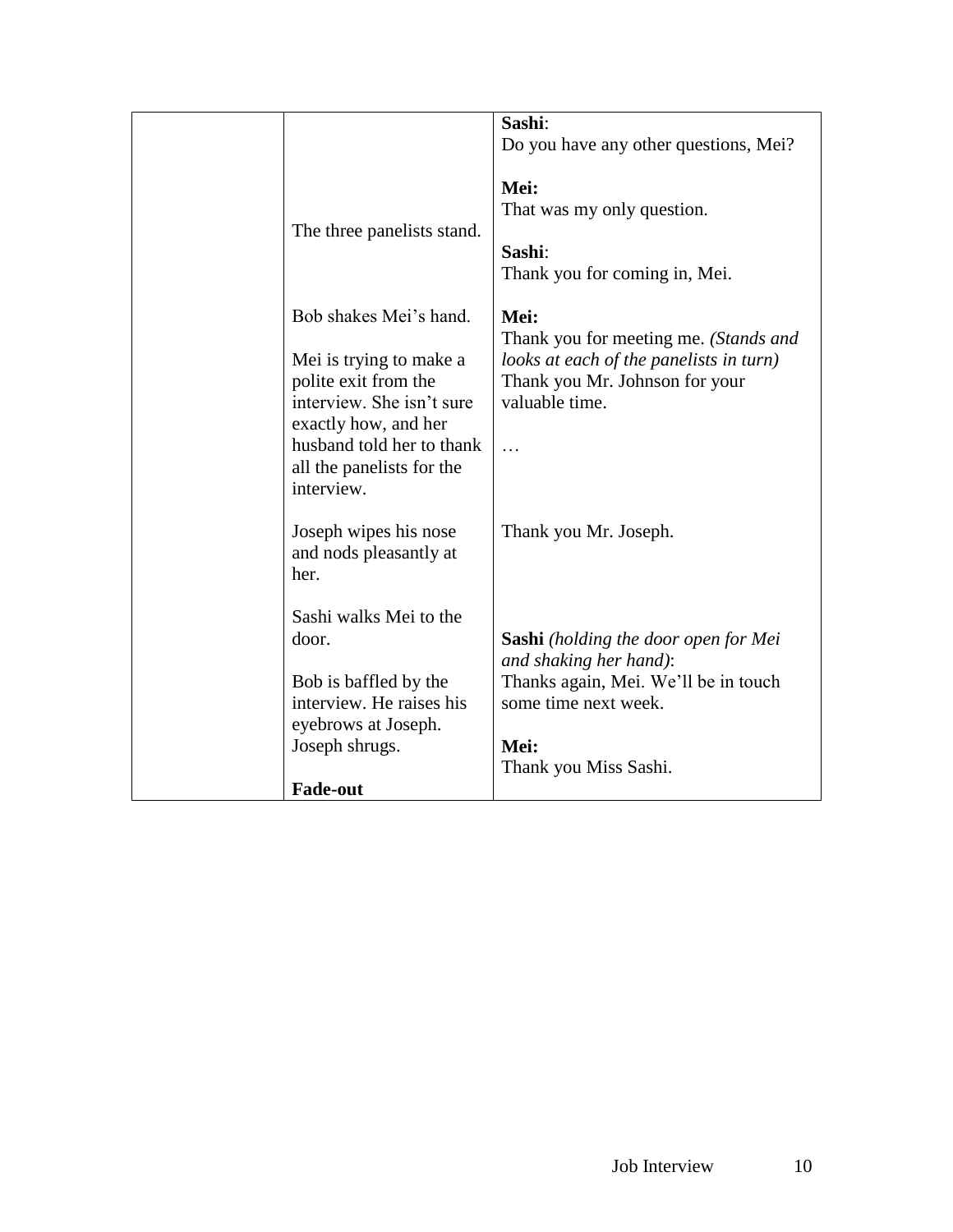| | | |
|---|---|---|
| | | **Sashi**:<br>Do you have any other questions, Mei? |
| | The three panelists stand. | **Mei:**<br>That was my only question.<br><br>**Sashi**:<br>Thank you for coming in, Mei. |
| | Bob shakes Mei's hand.<br><br>Mei is trying to make a polite exit from the interview. She isn't sure exactly how, and her husband told her to thank all the panelists for the interview. | **Mei:**<br>Thank you for meeting me. *(Stands and looks at each of the panelists in turn)*<br>Thank you Mr. Johnson for your valuable time.<br><br>… |
| | Joseph wipes his nose and nods pleasantly at her. | Thank you Mr. Joseph. |
| | Sashi walks Mei to the door.<br><br>Bob is baffled by the interview. He raises his eyebrows at Joseph. Joseph shrugs.<br><br>**Fade-out** | **Sashi** *(holding the door open for Mei and shaking her hand)*:<br>Thanks again, Mei. We'll be in touch some time next week.<br><br>**Mei:**<br>Thank you Miss Sashi. |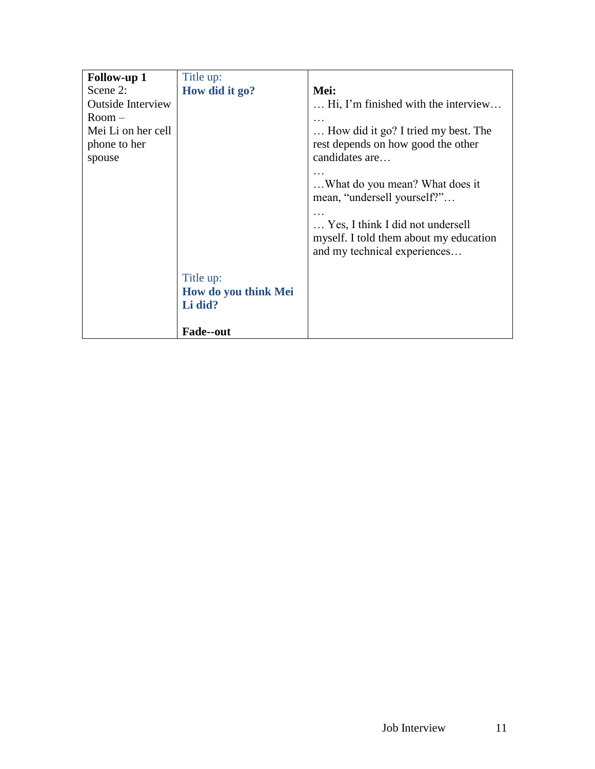| **Follow-up 1**<br>Scene 2:<br>Outside Interview Room –<br>Mei Li on her cell phone to her spouse | Title up:<br>**How did it go?**<br><br><br><br><br><br><br><br><br><br><br><br><br>Title up:<br>**How do you think Mei Li did?**<br><br>**Fade--out** | **Mei:**<br>… Hi, I'm finished with the interview…<br>…<br>… How did it go? I tried my best. The rest depends on how good the other candidates are…<br>…<br>…What do you mean? What does it mean, "undersell yourself?"…<br>…<br>… Yes, I think I did not undersell myself. I told them about my education and my technical experiences… |
|---|---|---|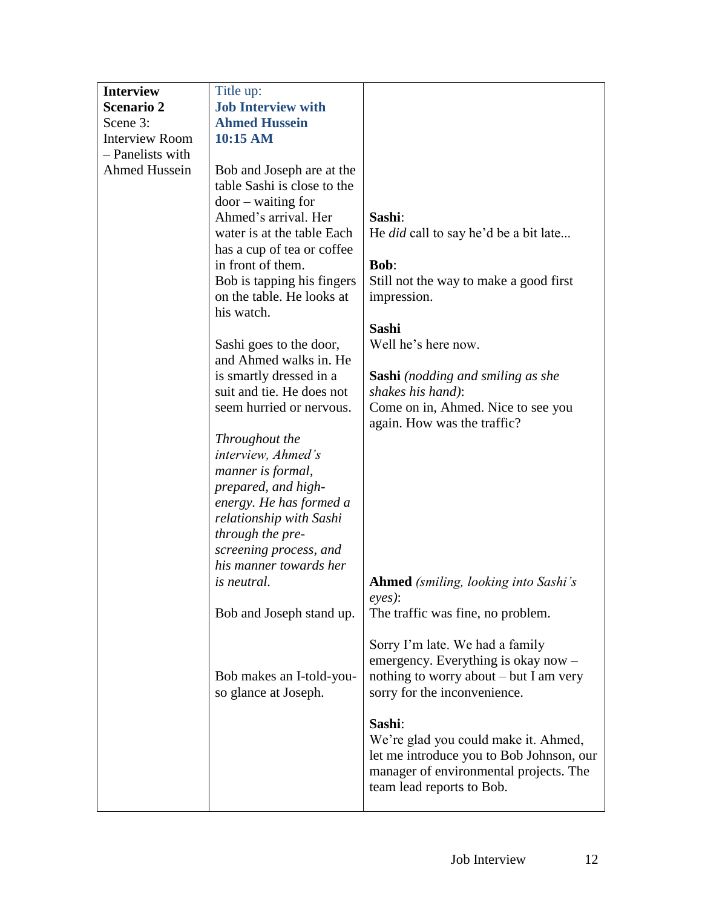| **Interview Scenario 2** Scene 3: Interview Room – Panelists with Ahmed Hussein | Title up: **Job Interview with Ahmed Hussein 10:15 AM** | |
|---|---|---|
| | Bob and Joseph are at the table Sashi is close to the door – waiting for Ahmed's arrival. Her water is at the table Each has a cup of tea or coffee in front of them. | **Sashi**: He *did* call to say he'd be a bit late... |
| | Bob is tapping his fingers on the table. He looks at his watch. | **Bob**: Still not the way to make a good first impression. |
| | | **Sashi** Well he's here now. |
| | Sashi goes to the door, and Ahmed walks in. He is smartly dressed in a suit and tie. He does not seem hurried or nervous. | **Sashi** *(nodding and smiling as she shakes his hand)*: Come on in, Ahmed. Nice to see you again. How was the traffic? |
| | *Throughout the interview, Ahmed's manner is formal, prepared, and high-energy. He has formed a relationship with Sashi through the pre-screening process, and his manner towards her is neutral.* | |
| | Bob and Joseph stand up. | **Ahmed** *(smiling, looking into Sashi's eyes)*: The traffic was fine, no problem. |
| | Bob makes an I-told-you-so glance at Joseph. | Sorry I'm late. We had a family emergency. Everything is okay now – nothing to worry about – but I am very sorry for the inconvenience. |
| | | **Sashi**: We're glad you could make it. Ahmed, let me introduce you to Bob Johnson, our manager of environmental projects. The team lead reports to Bob. |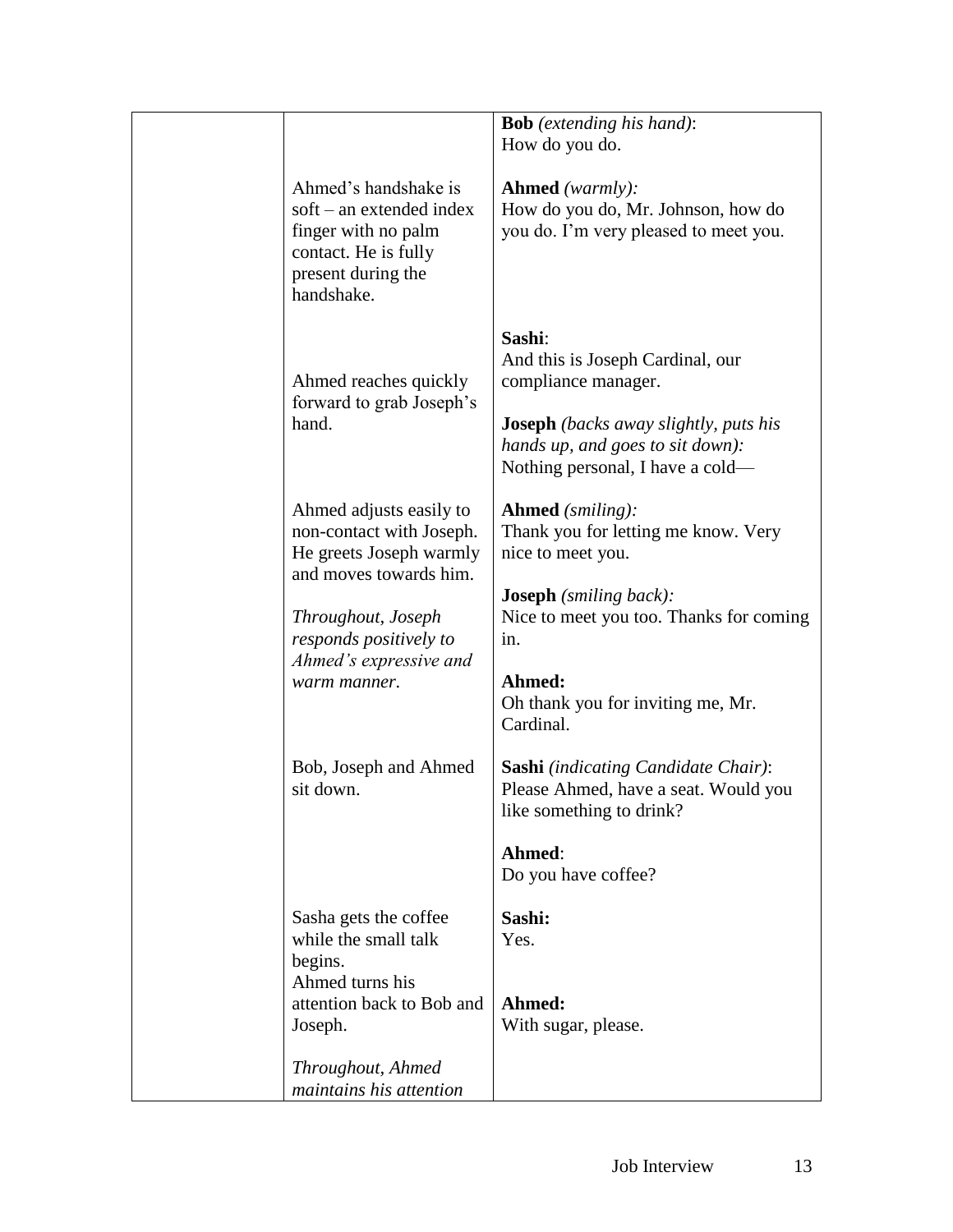|  |  |  |
| --- | --- | --- |
|  |  | **Bob** *(extending his hand)*:<br>How do you do. |
|  | Ahmed's handshake is soft – an extended index finger with no palm contact. He is fully present during the handshake. | **Ahmed** *(warmly):*<br>How do you do, Mr. Johnson, how do you do. I'm very pleased to meet you. |
|  | Ahmed reaches quickly forward to grab Joseph's hand. | **Sashi**:<br>And this is Joseph Cardinal, our compliance manager.<br><br>**Joseph** *(backs away slightly, puts his hands up, and goes to sit down):*<br>Nothing personal, I have a cold— |
|  | Ahmed adjusts easily to non-contact with Joseph. He greets Joseph warmly and moves towards him.<br><br>*Throughout, Joseph responds positively to Ahmed's expressive and warm manner.* | **Ahmed** *(smiling):*<br>Thank you for letting me know. Very nice to meet you.<br><br>**Joseph** *(smiling back):*<br>Nice to meet you too. Thanks for coming in.<br><br>**Ahmed:**<br>Oh thank you for inviting me, Mr. Cardinal. |
|  | Bob, Joseph and Ahmed sit down. | **Sashi** *(indicating Candidate Chair)*:<br>Please Ahmed, have a seat. Would you like something to drink?<br><br>**Ahmed**:<br>Do you have coffee? |
|  | Sasha gets the coffee while the small talk begins.<br>Ahmed turns his attention back to Bob and Joseph.<br><br>*Throughout, Ahmed maintains his attention* | **Sashi:**<br>Yes.<br><br>**Ahmed:**<br>With sugar, please. |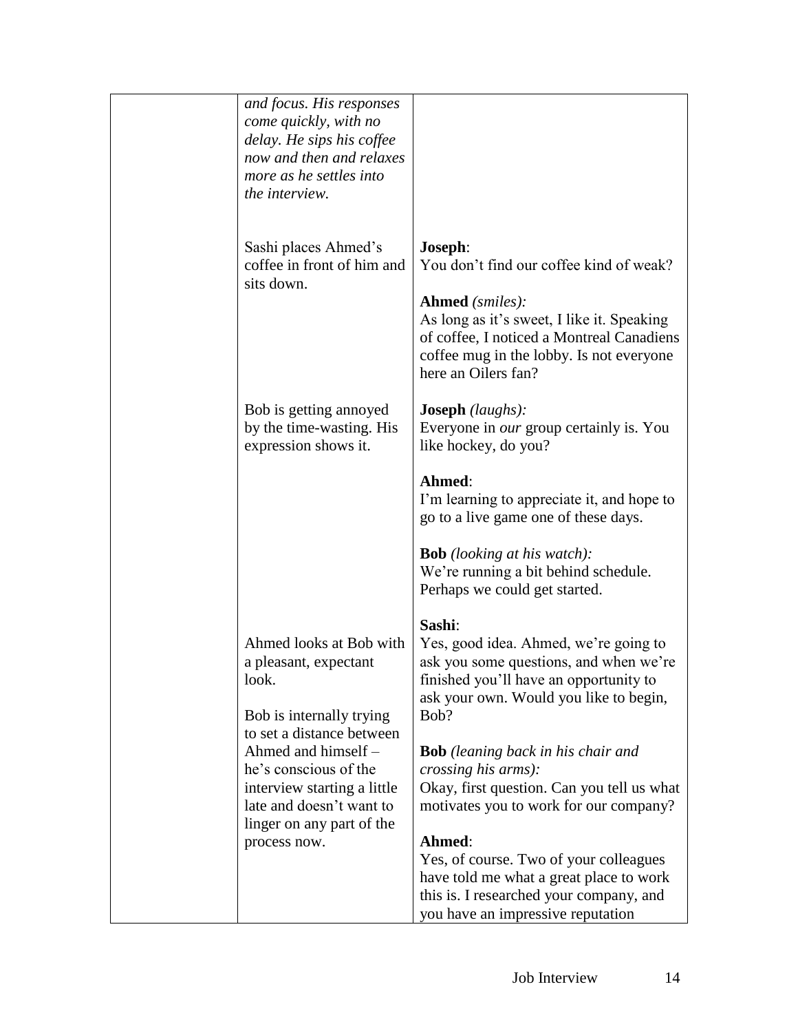| | | |
|---|---|---|
| | *and focus. His responses come quickly, with no delay. He sips his coffee now and then and relaxes more as he settles into the interview.* | |
| | Sashi places Ahmed's coffee in front of him and sits down. | **Joseph**: You don't find our coffee kind of weak? <br><br> **Ahmed** *(smiles):* As long as it's sweet, I like it. Speaking of coffee, I noticed a Montreal Canadiens coffee mug in the lobby. Is not everyone here an Oilers fan? |
| | Bob is getting annoyed by the time-wasting. His expression shows it. | **Joseph** *(laughs):* Everyone in *our* group certainly is. You like hockey, do you? <br><br> **Ahmed**: I'm learning to appreciate it, and hope to go to a live game one of these days. <br><br> **Bob** *(looking at his watch):* We're running a bit behind schedule. Perhaps we could get started. |
| | Ahmed looks at Bob with a pleasant, expectant look. <br><br> Bob is internally trying to set a distance between Ahmed and himself – he's conscious of the interview starting a little late and doesn't want to linger on any part of the process now. | **Sashi**: Yes, good idea. Ahmed, we're going to ask you some questions, and when we're finished you'll have an opportunity to ask your own. Would you like to begin, Bob? <br><br> **Bob** *(leaning back in his chair and crossing his arms):* Okay, first question. Can you tell us what motivates you to work for our company? <br><br> **Ahmed**: Yes, of course. Two of your colleagues have told me what a great place to work this is. I researched your company, and you have an impressive reputation |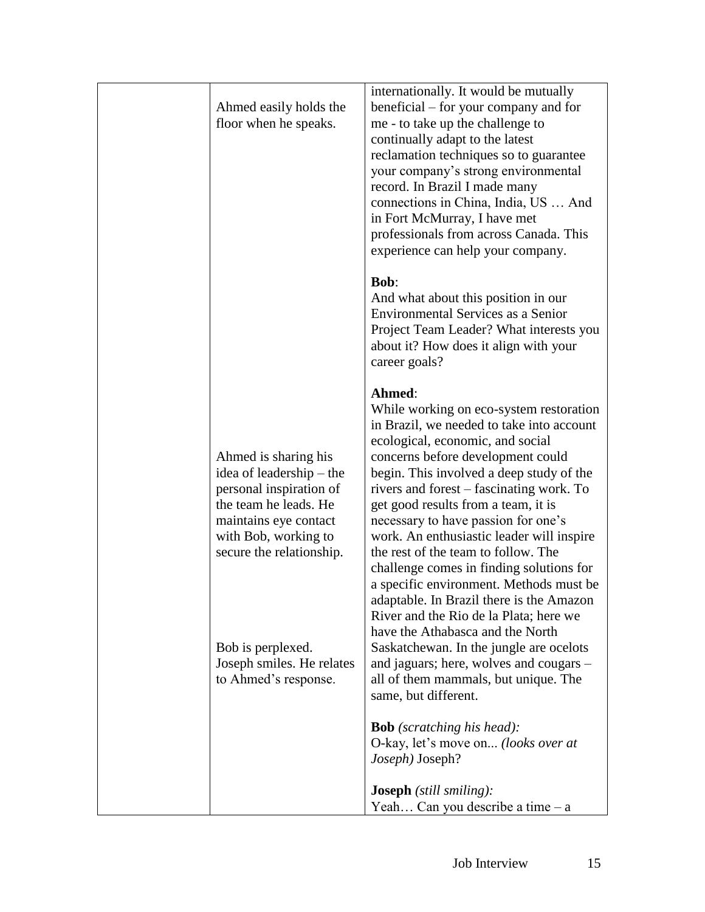| | | |
|---|---|---|
| | Ahmed easily holds the floor when he speaks. | internationally. It would be mutually beneficial – for your company and for me - to take up the challenge to continually adapt to the latest reclamation techniques so to guarantee your company's strong environmental record. In Brazil I made many connections in China, India, US … And in Fort McMurray, I have met professionals from across Canada. This experience can help your company.<br><br>**Bob**:<br>And what about this position in our Environmental Services as a Senior Project Team Leader? What interests you about it? How does it align with your career goals? |
| | Ahmed is sharing his idea of leadership – the personal inspiration of the team he leads. He maintains eye contact with Bob, working to secure the relationship.<br><br>Bob is perplexed. Joseph smiles. He relates to Ahmed's response. | **Ahmed**:<br>While working on eco-system restoration in Brazil, we needed to take into account ecological, economic, and social concerns before development could begin. This involved a deep study of the rivers and forest – fascinating work. To get good results from a team, it is necessary to have passion for one's work. An enthusiastic leader will inspire the rest of the team to follow. The challenge comes in finding solutions for a specific environment. Methods must be adaptable. In Brazil there is the Amazon River and the Rio de la Plata; here we have the Athabasca and the North Saskatchewan. In the jungle are ocelots and jaguars; here, wolves and cougars – all of them mammals, but unique. The same, but different.<br><br>**Bob** *(scratching his head):*<br>O-kay, let's move on... *(looks over at Joseph)* Joseph?<br><br>**Joseph** *(still smiling):*<br>Yeah… Can you describe a time – a |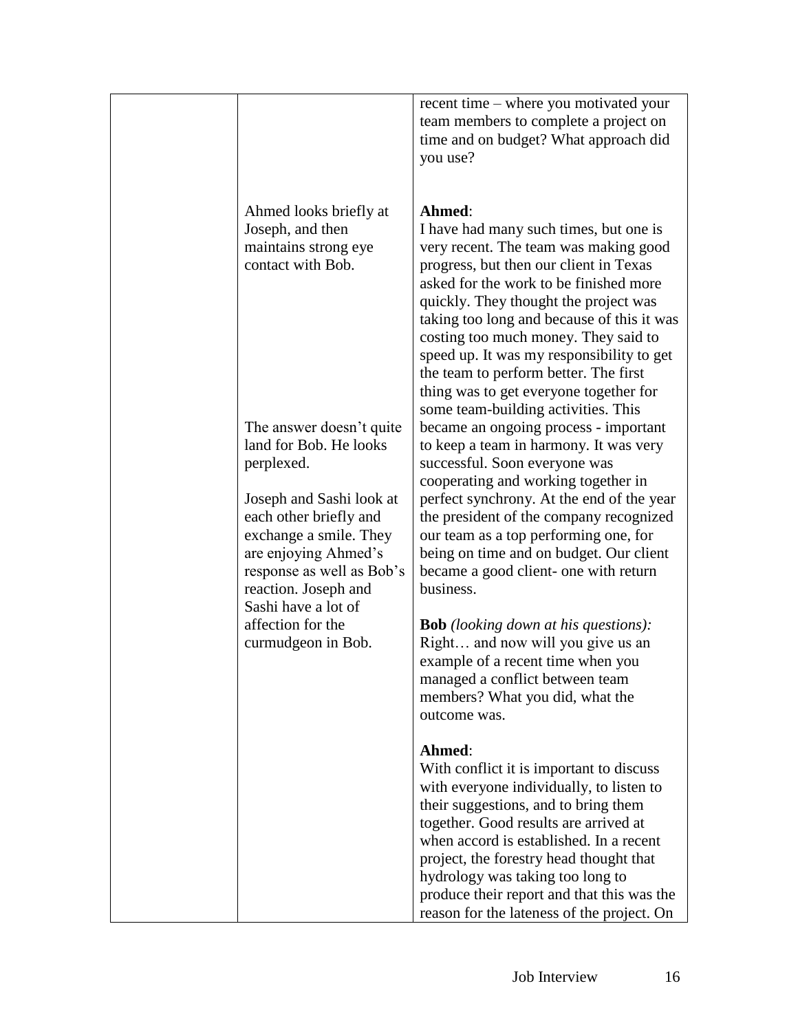| | | |
|---|---|---|
| | | recent time – where you motivated your team members to complete a project on time and on budget? What approach did you use? |
| | Ahmed looks briefly at Joseph, and then maintains strong eye contact with Bob.<br><br>The answer doesn't quite land for Bob. He looks perplexed.<br><br>Joseph and Sashi look at each other briefly and exchange a smile. They are enjoying Ahmed's response as well as Bob's reaction. Joseph and Sashi have a lot of affection for the curmudgeon in Bob. | **Ahmed**:<br>I have had many such times, but one is very recent. The team was making good progress, but then our client in Texas asked for the work to be finished more quickly. They thought the project was taking too long and because of this it was costing too much money. They said to speed up. It was my responsibility to get the team to perform better. The first thing was to get everyone together for some team-building activities. This became an ongoing process - important to keep a team in harmony. It was very successful. Soon everyone was cooperating and working together in perfect synchrony. At the end of the year the president of the company recognized our team as a top performing one, for being on time and on budget. Our client became a good client- one with return business.<br><br>**Bob** *(looking down at his questions):*<br>Right… and now will you give us an example of a recent time when you managed a conflict between team members? What you did, what the outcome was.<br><br>**Ahmed**:<br>With conflict it is important to discuss with everyone individually, to listen to their suggestions, and to bring them together. Good results are arrived at when accord is established. In a recent project, the forestry head thought that hydrology was taking too long to produce their report and that this was the reason for the lateness of the project. On |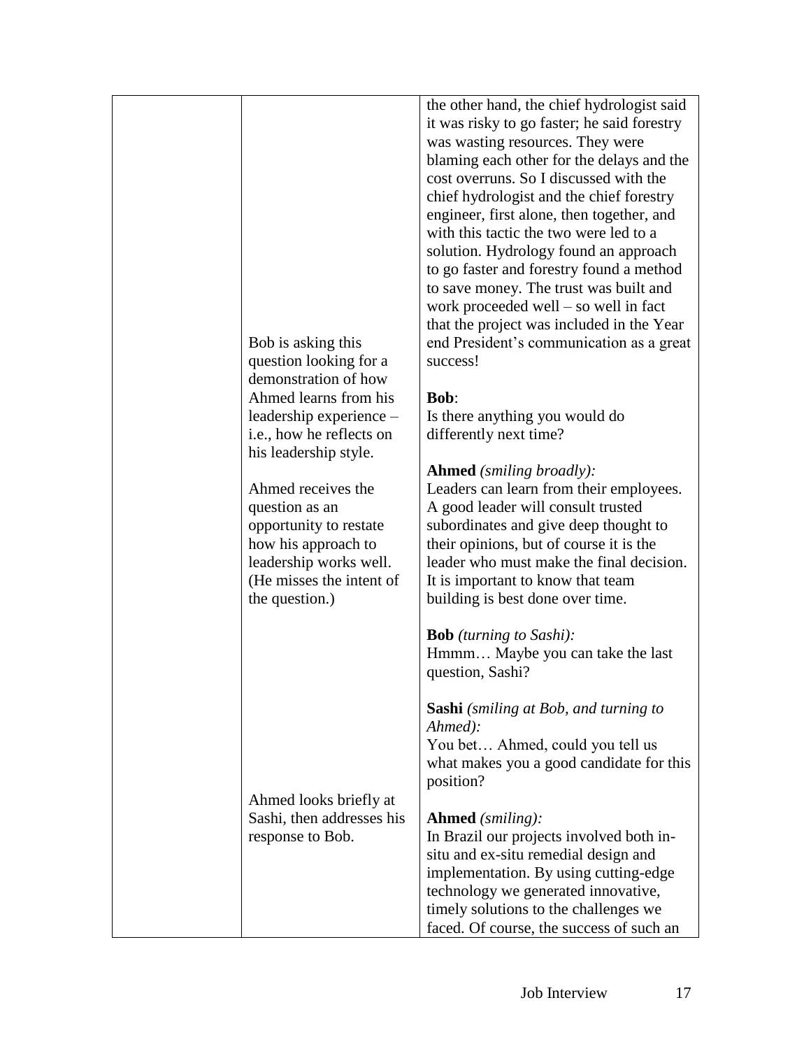| | | |
|---|---|---|
| | Bob is asking this question looking for a demonstration of how Ahmed learns from his leadership experience – i.e., how he reflects on his leadership style.<br><br>Ahmed receives the question as an opportunity to restate how his approach to leadership works well. (He misses the intent of the question.) | the other hand, the chief hydrologist said it was risky to go faster; he said forestry was wasting resources. They were blaming each other for the delays and the cost overruns. So I discussed with the chief hydrologist and the chief forestry engineer, first alone, then together, and with this tactic the two were led to a solution. Hydrology found an approach to go faster and forestry found a method to save money. The trust was built and work proceeded well – so well in fact that the project was included in the Year end President's communication as a great success!<br><br>**Bob**:<br>Is there anything you would do differently next time?<br><br>**Ahmed** *(smiling broadly):*<br>Leaders can learn from their employees. A good leader will consult trusted subordinates and give deep thought to their opinions, but of course it is the leader who must make the final decision. It is important to know that team building is best done over time.<br><br>**Bob** *(turning to Sashi):*<br>Hmmm… Maybe you can take the last question, Sashi?<br><br>**Sashi** *(smiling at Bob, and turning to Ahmed):*<br>You bet… Ahmed, could you tell us what makes you a good candidate for this position? |
| | Ahmed looks briefly at Sashi, then addresses his response to Bob. | **Ahmed** *(smiling):*<br>In Brazil our projects involved both in-situ and ex-situ remedial design and implementation. By using cutting-edge technology we generated innovative, timely solutions to the challenges we faced. Of course, the success of such an |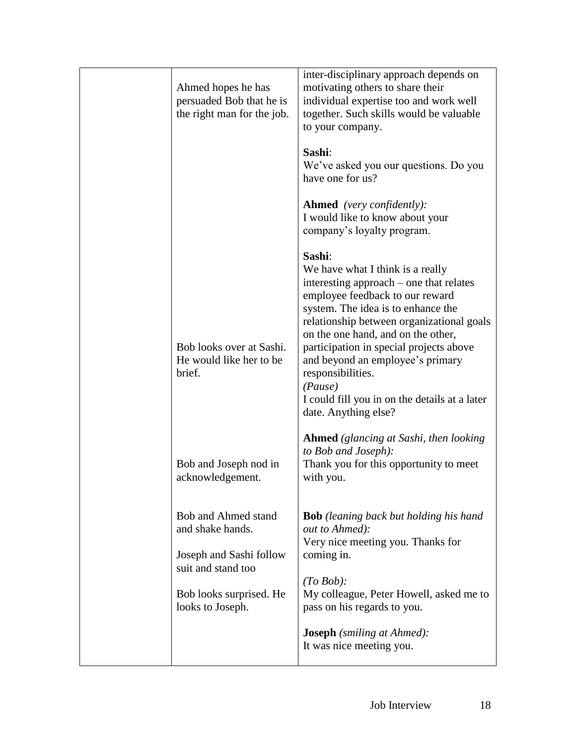| | | |
|---|---|---|
| | Ahmed hopes he has persuaded Bob that he is the right man for the job. | inter-disciplinary approach depends on motivating others to share their individual expertise too and work well together. Such skills would be valuable to your company. |
| | | **Sashi**:<br>We've asked you our questions. Do you have one for us? |
| | | **Ahmed** *(very confidently):*<br>I would like to know about your company's loyalty program. |
| | Bob looks over at Sashi. He would like her to be brief. | **Sashi**:<br>We have what I think is a really interesting approach – one that relates employee feedback to our reward system. The idea is to enhance the relationship between organizational goals on the one hand, and on the other, participation in special projects above and beyond an employee's primary responsibilities.<br>*(Pause)*<br>I could fill you in on the details at a later date. Anything else? |
| | Bob and Joseph nod in acknowledgement. | **Ahmed** *(glancing at Sashi, then looking to Bob and Joseph):*<br>Thank you for this opportunity to meet with you. |
| | Bob and Ahmed stand and shake hands.<br><br>Joseph and Sashi follow suit and stand too | **Bob** *(leaning back but holding his hand out to Ahmed):*<br>Very nice meeting you. Thanks for coming in. |
| | Bob looks surprised. He looks to Joseph. | *(To Bob):*<br>My colleague, Peter Howell, asked me to pass on his regards to you. |
| | | **Joseph** *(smiling at Ahmed):*<br>It was nice meeting you. |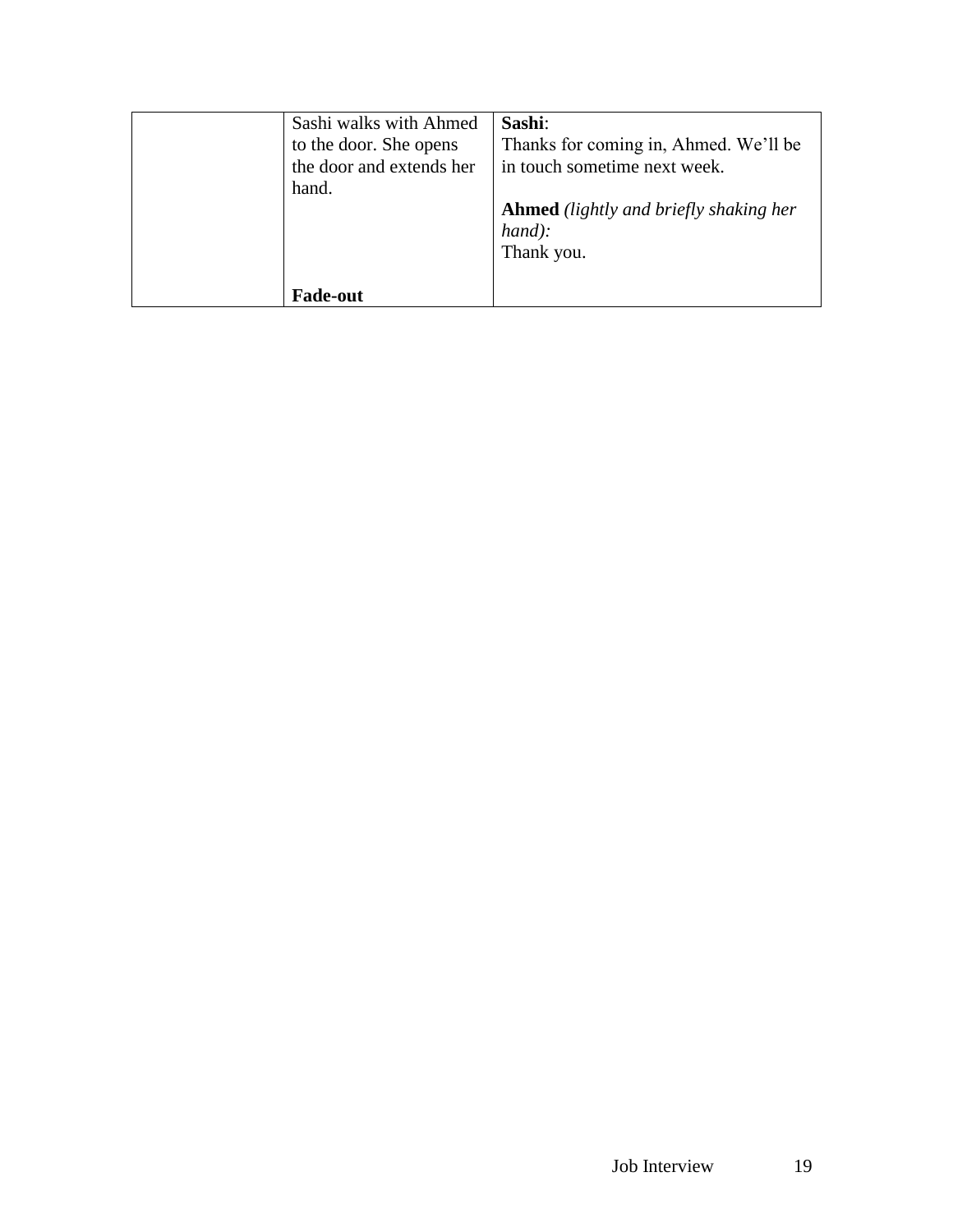|  |  |  |
|---|---|---|
|  | Sashi walks with Ahmed to the door. She opens the door and extends her hand.<br><br><br><br>**Fade-out** | **Sashi**:<br>Thanks for coming in, Ahmed. We'll be in touch sometime next week.<br><br>**Ahmed** *(lightly and briefly shaking her hand):*<br>Thank you. |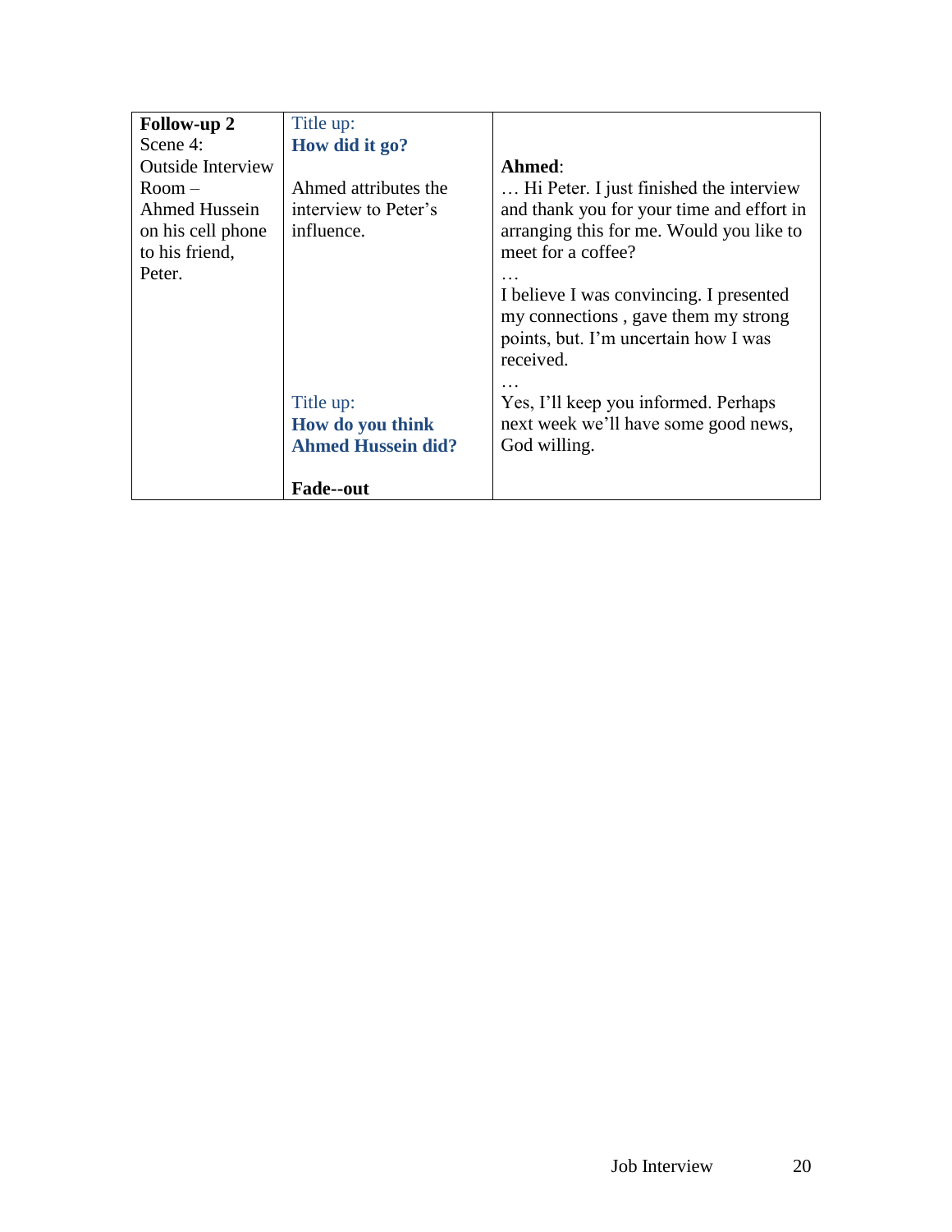| **Follow-up 2** Scene 4: Outside Interview Room – Ahmed Hussein on his cell phone to his friend, Peter. | Title up: **How did it go?**<br><br>Ahmed attributes the interview to Peter's influence.<br><br><br><br><br><br><br>Title up: **How do you think Ahmed Hussein did?**<br><br>**Fade--out** | **Ahmed**:<br>… Hi Peter. I just finished the interview and thank you for your time and effort in arranging this for me. Would you like to meet for a coffee?<br>…<br>I believe I was convincing. I presented my connections , gave them my strong points, but. I'm uncertain how I was received.<br>…<br>Yes, I'll keep you informed. Perhaps next week we'll have some good news, God willing. |
|---|---|---|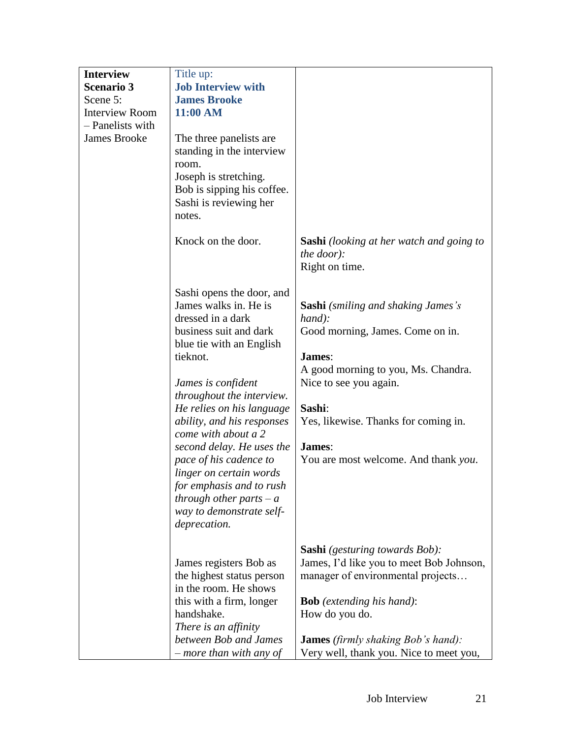| **Interview Scenario 3**<br>Scene 5:<br>Interview Room – Panelists with James Brooke | Title up:<br>**Job Interview with James Brooke**<br>**11:00 AM**<br><br>The three panelists are standing in the interview room.<br>Joseph is stretching.<br>Bob is sipping his coffee.<br>Sashi is reviewing her notes. | |
|---|---|---|
| | Knock on the door. | **Sashi** *(looking at her watch and going to the door)*:<br>Right on time. |
| | Sashi opens the door, and James walks in. He is dressed in a dark business suit and dark blue tie with an English tieknot.<br><br>*James is confident throughout the interview. He relies on his language ability, and his responses come with about a 2 second delay. He uses the pace of his cadence to linger on certain words for emphasis and to rush through other parts – a way to demonstrate self-deprecation.* | **Sashi** *(smiling and shaking James's hand)*:<br>Good morning, James. Come on in.<br><br>**James**:<br>A good morning to you, Ms. Chandra. Nice to see you again.<br><br>**Sashi**:<br>Yes, likewise. Thanks for coming in.<br><br>**James**:<br>You are most welcome. And thank *you*. |
| | James registers Bob as the highest status person in the room. He shows this with a firm, longer handshake.<br>*There is an affinity between Bob and James – more than with any of* | **Sashi** *(gesturing towards Bob)*:<br>James, I'd like you to meet Bob Johnson, manager of environmental projects…<br><br>**Bob** *(extending his hand)*:<br>How do you do.<br><br>**James** *(firmly shaking Bob's hand)*:<br>Very well, thank you. Nice to meet you, |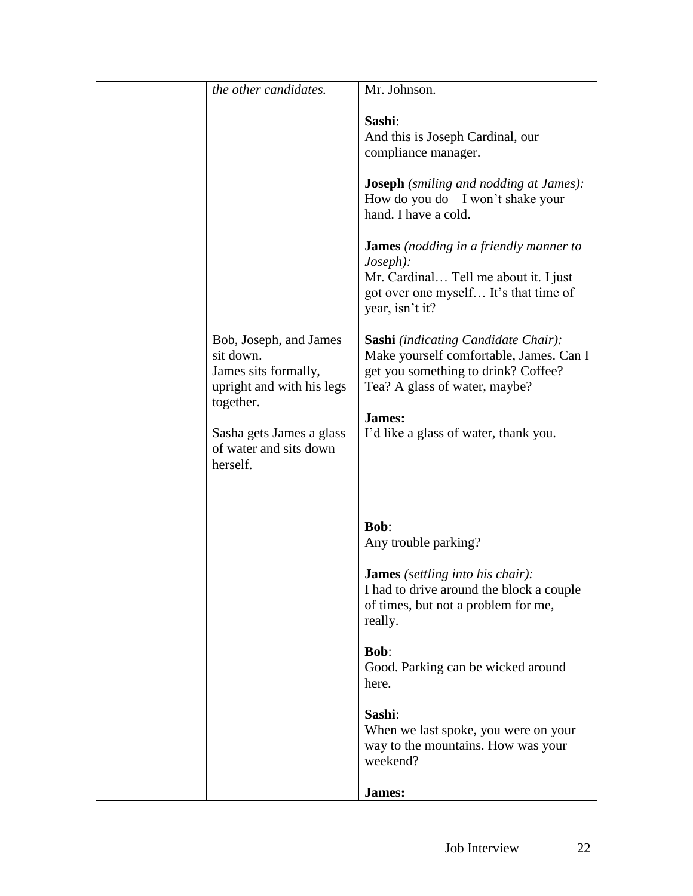| | | |
|---|---|---|
| | *the other candidates.* | Mr. Johnson.<br><br>**Sashi**:<br>And this is Joseph Cardinal, our compliance manager.<br><br>**Joseph** *(smiling and nodding at James):*<br>How do you do – I won't shake your hand. I have a cold.<br><br>**James** *(nodding in a friendly manner to Joseph):*<br>Mr. Cardinal… Tell me about it. I just got over one myself… It's that time of year, isn't it? |
| | Bob, Joseph, and James sit down.<br>James sits formally, upright and with his legs together.<br><br>Sasha gets James a glass of water and sits down herself. | **Sashi** *(indicating Candidate Chair):*<br>Make yourself comfortable, James. Can I get you something to drink? Coffee? Tea? A glass of water, maybe?<br><br>**James:**<br>I'd like a glass of water, thank you.<br><br><br><br>**Bob**:<br>Any trouble parking?<br><br>**James** *(settling into his chair):*<br>I had to drive around the block a couple of times, but not a problem for me, really.<br><br>**Bob**:<br>Good. Parking can be wicked around here.<br><br>**Sashi**:<br>When we last spoke, you were on your way to the mountains. How was your weekend?<br><br>**James:** |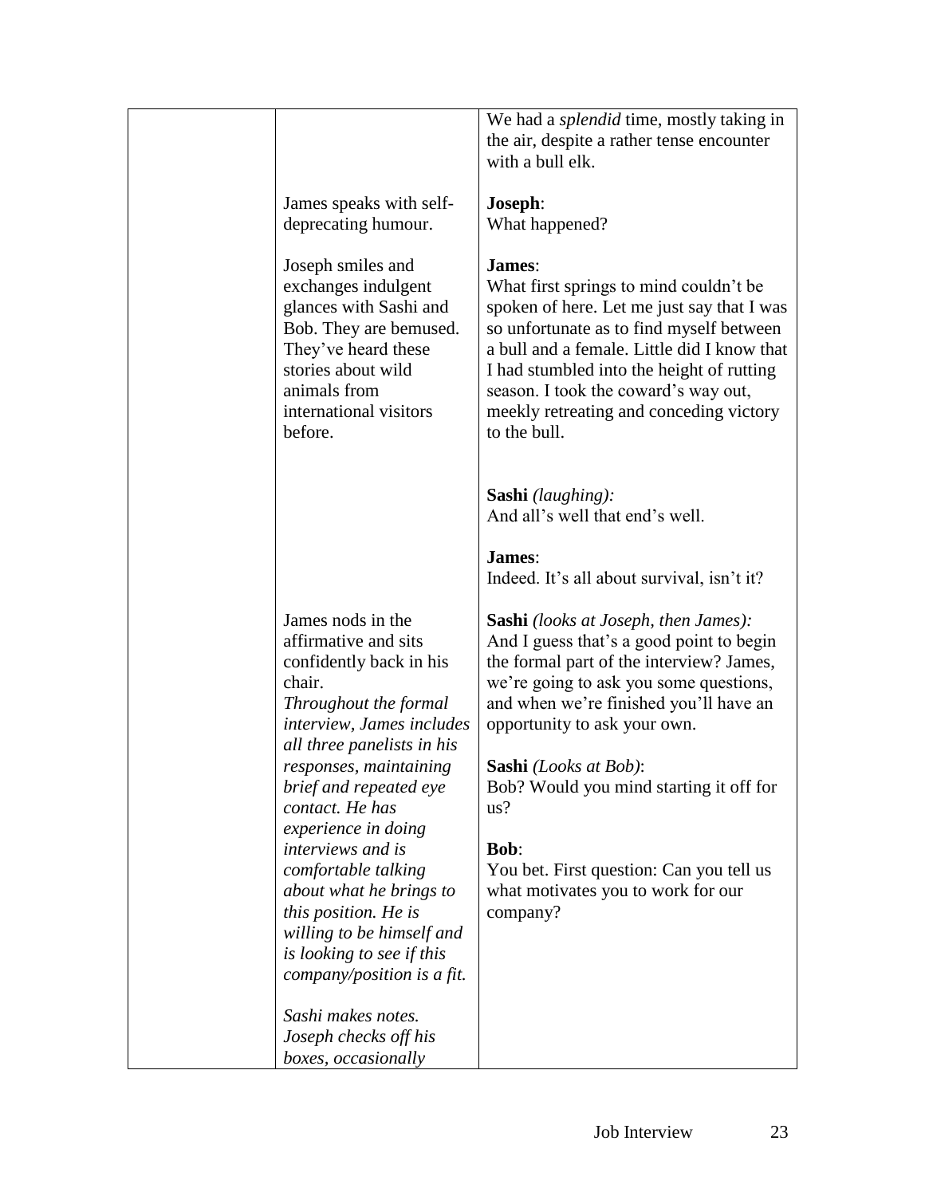| | | |
|---|---|---|
| | | We had a *splendid* time, mostly taking in the air, despite a rather tense encounter with a bull elk. |
| | James speaks with self-deprecating humour. | **Joseph**:<br>What happened? |
| | Joseph smiles and exchanges indulgent glances with Sashi and Bob. They are bemused. They've heard these stories about wild animals from international visitors before. | **James**:<br>What first springs to mind couldn't be spoken of here. Let me just say that I was so unfortunate as to find myself between a bull and a female. Little did I know that I had stumbled into the height of rutting season. I took the coward's way out, meekly retreating and conceding victory to the bull. |
| | | **Sashi** *(laughing):*<br>And all's well that end's well.<br><br>**James**:<br>Indeed. It's all about survival, isn't it? |
| | James nods in the affirmative and sits confidently back in his chair.<br>*Throughout the formal interview, James includes all three panelists in his responses, maintaining brief and repeated eye contact. He has experience in doing interviews and is comfortable talking about what he brings to this position. He is willing to be himself and is looking to see if this company/position is a fit.*<br><br>*Sashi makes notes. Joseph checks off his boxes, occasionally* | **Sashi** *(looks at Joseph, then James):*<br>And I guess that's a good point to begin the formal part of the interview? James, we're going to ask you some questions, and when we're finished you'll have an opportunity to ask your own.<br><br>**Sashi** *(Looks at Bob)*:<br>Bob? Would you mind starting it off for us?<br><br>**Bob**:<br>You bet. First question: Can you tell us what motivates you to work for our company? |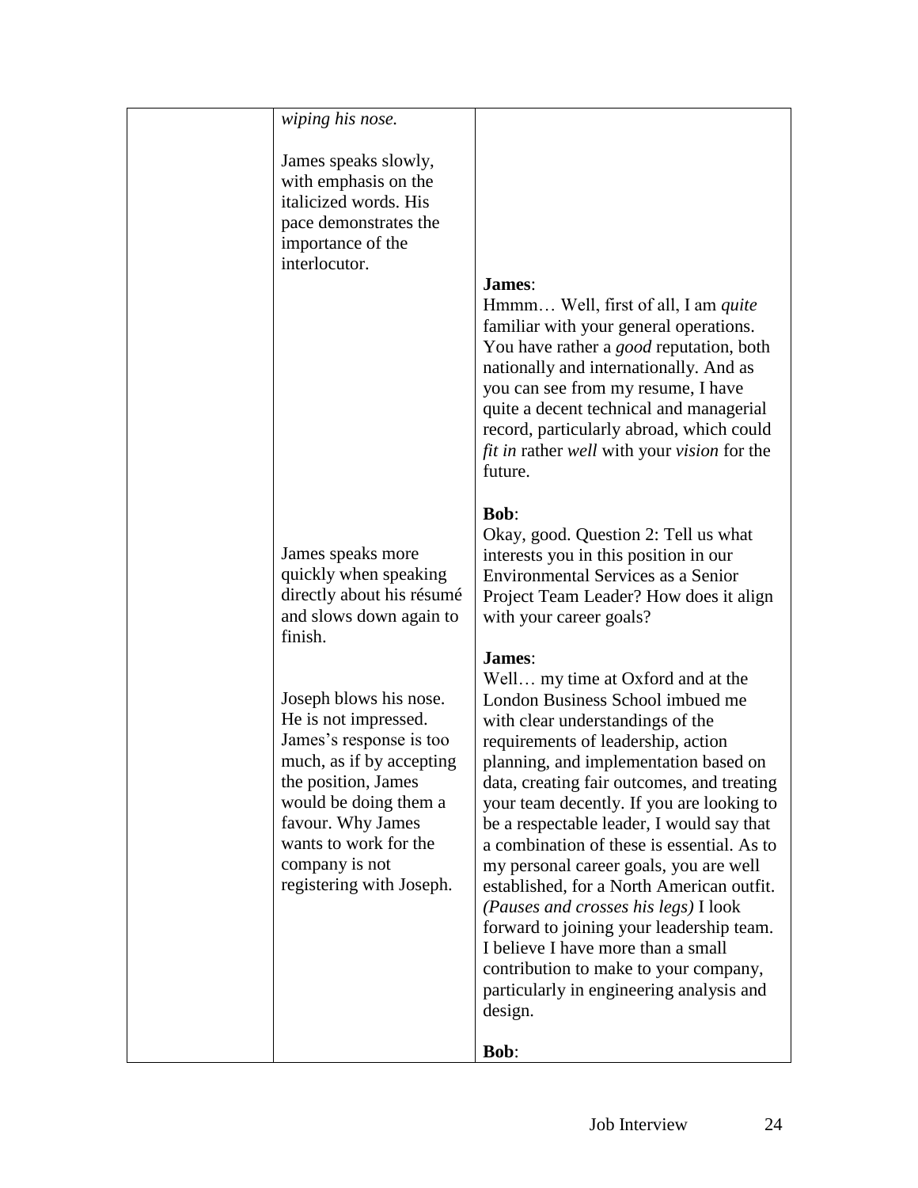| | | |
|---|---|---|
| | *wiping his nose.*<br><br>James speaks slowly, with emphasis on the italicized words. His pace demonstrates the importance of the interlocutor. | **James**:<br>Hmmm… Well, first of all, I am *quite* familiar with your general operations. You have rather a *good* reputation, both nationally and internationally. And as you can see from my resume, I have quite a decent technical and managerial record, particularly abroad, which could *fit in* rather *well* with your *vision* for the future. |
| | James speaks more quickly when speaking directly about his résumé and slows down again to finish. | **Bob**:<br>Okay, good. Question 2: Tell us what interests you in this position in our Environmental Services as a Senior Project Team Leader? How does it align with your career goals? |
| | Joseph blows his nose. He is not impressed. James's response is too much, as if by accepting the position, James would be doing them a favour. Why James wants to work for the company is not registering with Joseph. | **James**:<br>Well… my time at Oxford and at the London Business School imbued me with clear understandings of the requirements of leadership, action planning, and implementation based on data, creating fair outcomes, and treating your team decently. If you are looking to be a respectable leader, I would say that a combination of these is essential. As to my personal career goals, you are well established, for a North American outfit. *(Pauses and crosses his legs)* I look forward to joining your leadership team. I believe I have more than a small contribution to make to your company, particularly in engineering analysis and design.<br><br>**Bob**: |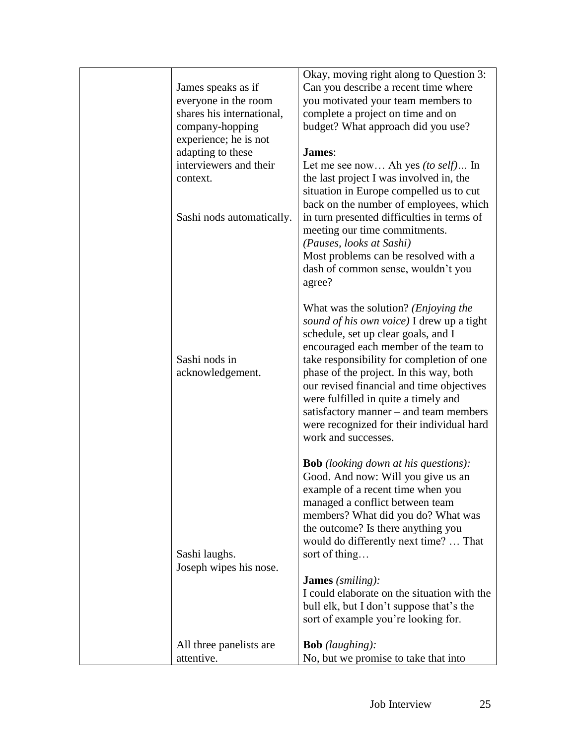| | | |
|---|---|---|
| | James speaks as if everyone in the room shares his international, company-hopping experience; he is not adapting to these interviewers and their context. | Okay, moving right along to Question 3: Can you describe a recent time where you motivated your team members to complete a project on time and on budget? What approach did you use? |
| | | **James**: Let me see now… Ah yes *(to self)*… In the last project I was involved in, the situation in Europe compelled us to cut back on the number of employees, which |
| | Sashi nods automatically. | in turn presented difficulties in terms of meeting our time commitments. *(Pauses, looks at Sashi)* Most problems can be resolved with a dash of common sense, wouldn't you agree? |
| | Sashi nods in acknowledgement. | What was the solution? *(Enjoying the sound of his own voice)* I drew up a tight schedule, set up clear goals, and I encouraged each member of the team to take responsibility for completion of one phase of the project. In this way, both our revised financial and time objectives were fulfilled in quite a timely and satisfactory manner – and team members were recognized for their individual hard work and successes. |
| | Sashi laughs. Joseph wipes his nose. | **Bob** *(looking down at his questions):* Good. And now: Will you give us an example of a recent time when you managed a conflict between team members? What did you do? What was the outcome? Is there anything you would do differently next time? … That sort of thing… |
| | | **James** *(smiling):* I could elaborate on the situation with the bull elk, but I don't suppose that's the sort of example you're looking for. |
| | All three panelists are attentive. | **Bob** *(laughing):* No, but we promise to take that into |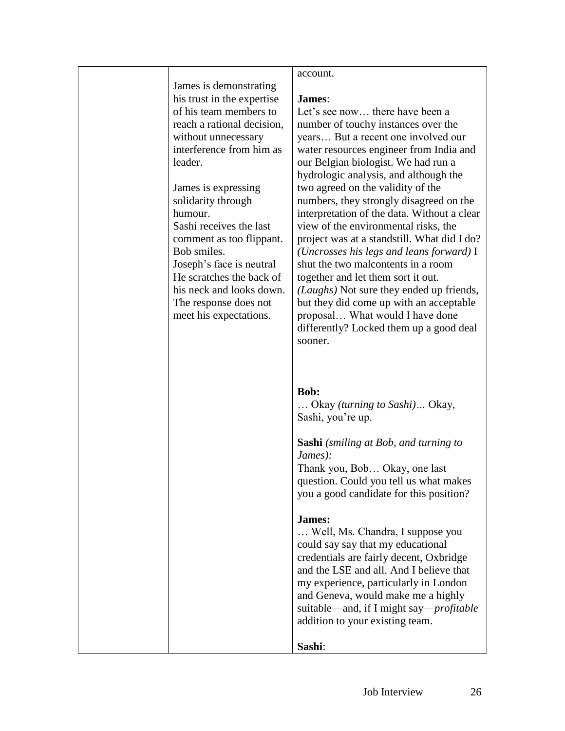|  |  |  |
|---|---|---|
|  | James is demonstrating his trust in the expertise of his team members to reach a rational decision, without unnecessary interference from him as leader.<br><br>James is expressing solidarity through humour.<br>Sashi receives the last comment as too flippant.<br>Bob smiles.<br>Joseph's face is neutral<br>He scratches the back of his neck and looks down.<br>The response does not meet his expectations. | account.<br><br>**James**:<br>Let's see now… there have been a number of touchy instances over the years… But a recent one involved our water resources engineer from India and our Belgian biologist. We had run a hydrologic analysis, and although the two agreed on the validity of the numbers, they strongly disagreed on the interpretation of the data. Without a clear view of the environmental risks, the project was at a standstill. What did I do? *(Uncrosses his legs and leans forward)* I shut the two malcontents in a room together and let them sort it out. *(Laughs)* Not sure they ended up friends, but they did come up with an acceptable proposal… What would I have done differently? Locked them up a good deal sooner.<br><br>**Bob:**<br>… Okay *(turning to Sashi)…* Okay, Sashi, you're up.<br><br>**Sashi** *(smiling at Bob, and turning to James):*<br>Thank you, Bob… Okay, one last question. Could you tell us what makes you a good candidate for this position?<br><br>**James:**<br>… Well, Ms. Chandra, I suppose you could say say that my educational credentials are fairly decent, Oxbridge and the LSE and all. And I believe that my experience, particularly in London and Geneva, would make me a highly suitable—and, if I might say—*profitable* addition to your existing team.<br><br>**Sashi**: |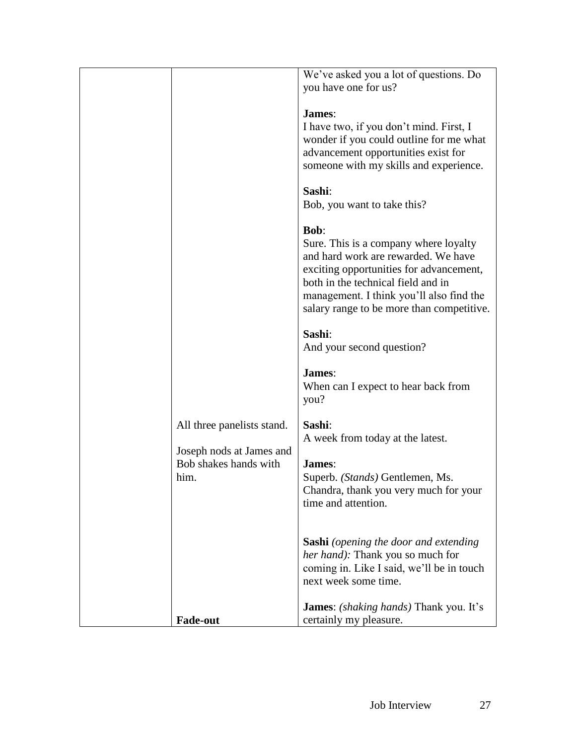| | | |
|---|---|---|
| | | We've asked you a lot of questions. Do you have one for us?<br><br>**James**:<br>I have two, if you don't mind. First, I wonder if you could outline for me what advancement opportunities exist for someone with my skills and experience.<br><br>**Sashi**:<br>Bob, you want to take this?<br><br>**Bob**:<br>Sure. This is a company where loyalty and hard work are rewarded. We have exciting opportunities for advancement, both in the technical field and in management. I think you'll also find the salary range to be more than competitive.<br><br>**Sashi**:<br>And your second question?<br><br>**James**:<br>When can I expect to hear back from you? |
| | All three panelists stand.<br><br>Joseph nods at James and Bob shakes hands with him. | **Sashi**:<br>A week from today at the latest.<br><br>**James**:<br>Superb. *(Stands)* Gentlemen, Ms. Chandra, thank you very much for your time and attention.<br><br>**Sashi** *(opening the door and extending her hand):* Thank you so much for coming in. Like I said, we'll be in touch next week some time. |
| | **Fade-out** | **James**: *(shaking hands)* Thank you. It's certainly my pleasure. |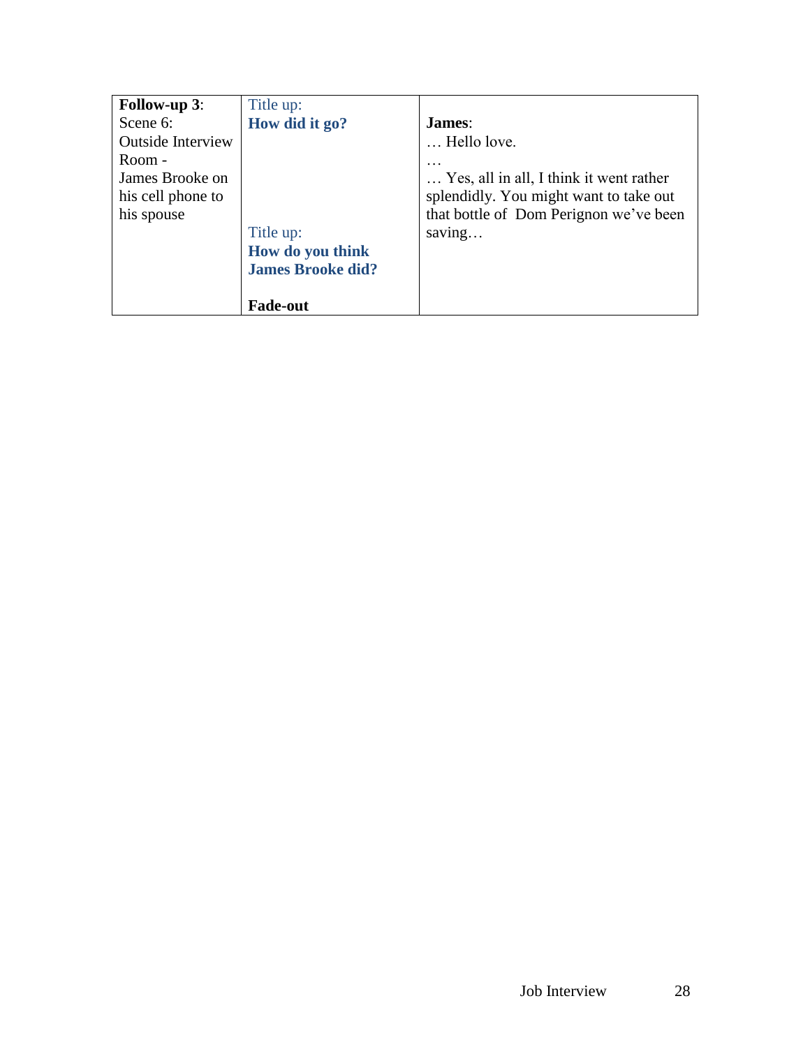| **Follow-up 3**: Scene 6: Outside Interview Room - James Brooke on his cell phone to his spouse | Title up: **How did it go?**<br><br>Title up: **How do you think James Brooke did?**<br><br>**Fade-out** | **James**:<br>… Hello love.<br>…<br>… Yes, all in all, I think it went rather splendidly. You might want to take out that bottle of Dom Perignon we've been saving… |
|---|---|---|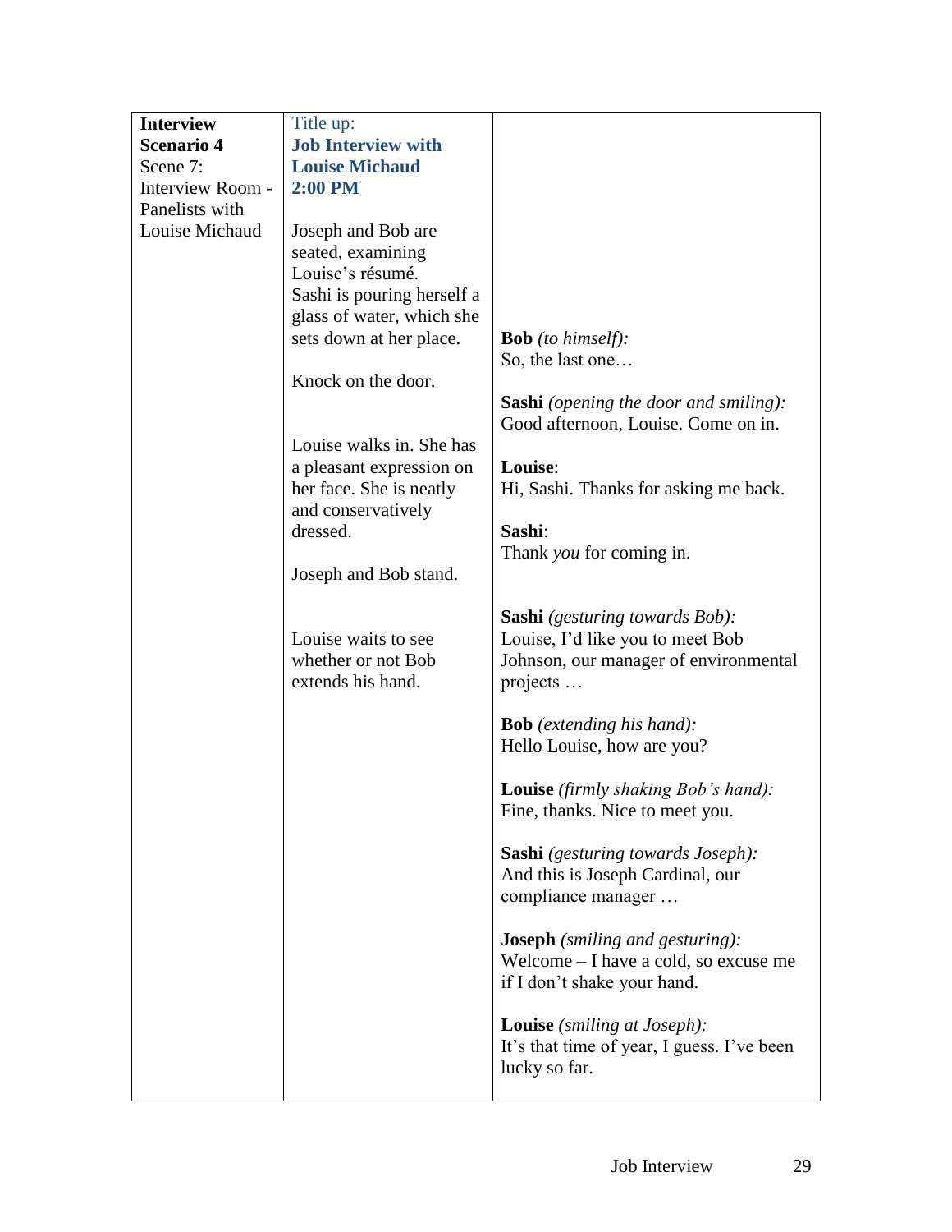| **Interview Scenario 4** Scene 7: Interview Room - Panelists with Louise Michaud | Title up: **Job Interview with Louise Michaud 2:00 PM** | |
|---|---|---|
| | Joseph and Bob are seated, examining Louise's résumé. Sashi is pouring herself a glass of water, which she sets down at her place. | **Bob** *(to himself):* So, the last one… |
| | Knock on the door. | **Sashi** *(opening the door and smiling):* Good afternoon, Louise. Come on in. |
| | Louise walks in. She has a pleasant expression on her face. She is neatly and conservatively dressed. | **Louise**: Hi, Sashi. Thanks for asking me back. |
| | | **Sashi**: Thank *you* for coming in. |
| | Joseph and Bob stand. | |
| | Louise waits to see whether or not Bob extends his hand. | **Sashi** *(gesturing towards Bob):* Louise, I'd like you to meet Bob Johnson, our manager of environmental projects … |
| | | **Bob** *(extending his hand):* Hello Louise, how are you? |
| | | **Louise** *(firmly shaking Bob's hand):* Fine, thanks. Nice to meet you. |
| | | **Sashi** *(gesturing towards Joseph):* And this is Joseph Cardinal, our compliance manager … |
| | | **Joseph** *(smiling and gesturing):* Welcome – I have a cold, so excuse me if I don't shake your hand. |
| | | **Louise** *(smiling at Joseph):* It's that time of year, I guess. I've been lucky so far. |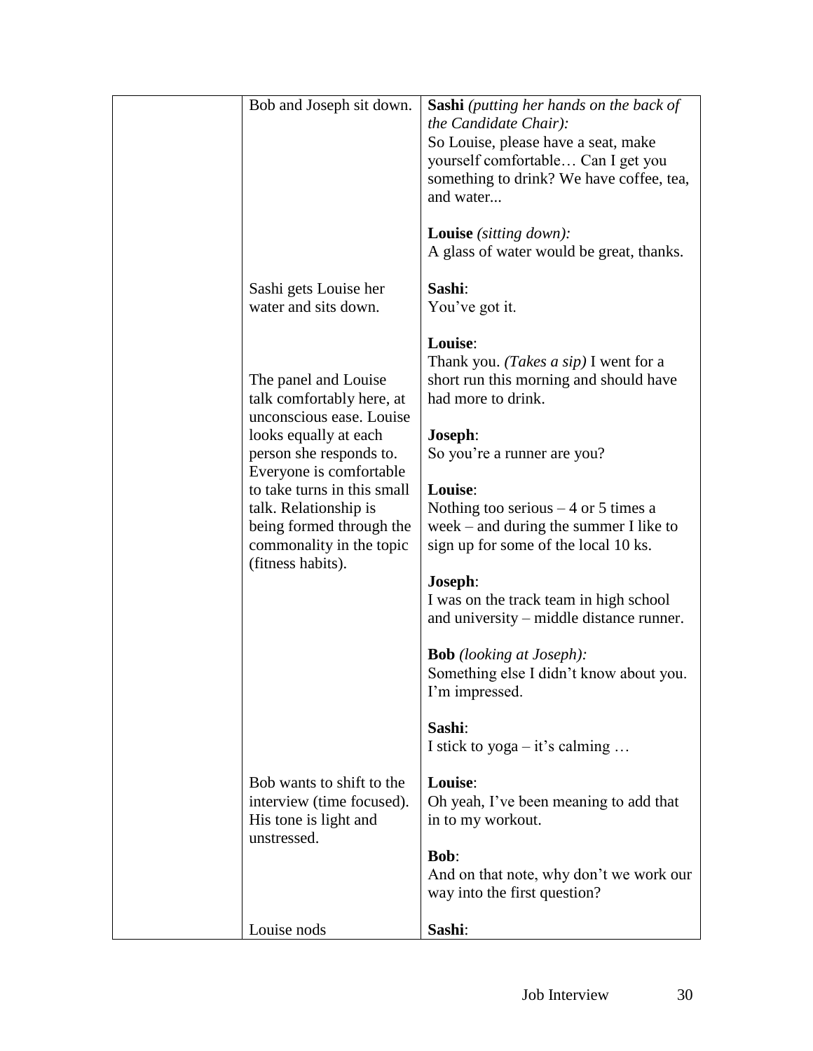| | | |
|---|---|---|
| | Bob and Joseph sit down. | **Sashi** *(putting her hands on the back of the Candidate Chair):*<br>So Louise, please have a seat, make yourself comfortable… Can I get you something to drink? We have coffee, tea, and water...<br><br>**Louise** *(sitting down):*<br>A glass of water would be great, thanks. |
| | Sashi gets Louise her water and sits down. | **Sashi**:<br>You've got it. |
| | The panel and Louise talk comfortably here, at unconscious ease. Louise looks equally at each person she responds to. Everyone is comfortable to take turns in this small talk. Relationship is being formed through the commonality in the topic (fitness habits). | **Louise**:<br>Thank you. *(Takes a sip)* I went for a short run this morning and should have had more to drink.<br><br>**Joseph**:<br>So you're a runner are you?<br><br>**Louise**:<br>Nothing too serious – 4 or 5 times a week – and during the summer I like to sign up for some of the local 10 ks.<br><br>**Joseph**:<br>I was on the track team in high school and university – middle distance runner.<br><br>**Bob** *(looking at Joseph):*<br>Something else I didn't know about you. I'm impressed.<br><br>**Sashi**:<br>I stick to yoga – it's calming … |
| | Bob wants to shift to the interview (time focused). His tone is light and unstressed. | **Louise**:<br>Oh yeah, I've been meaning to add that in to my workout.<br><br>**Bob**:<br>And on that note, why don't we work our way into the first question? |
| | Louise nods | **Sashi**: |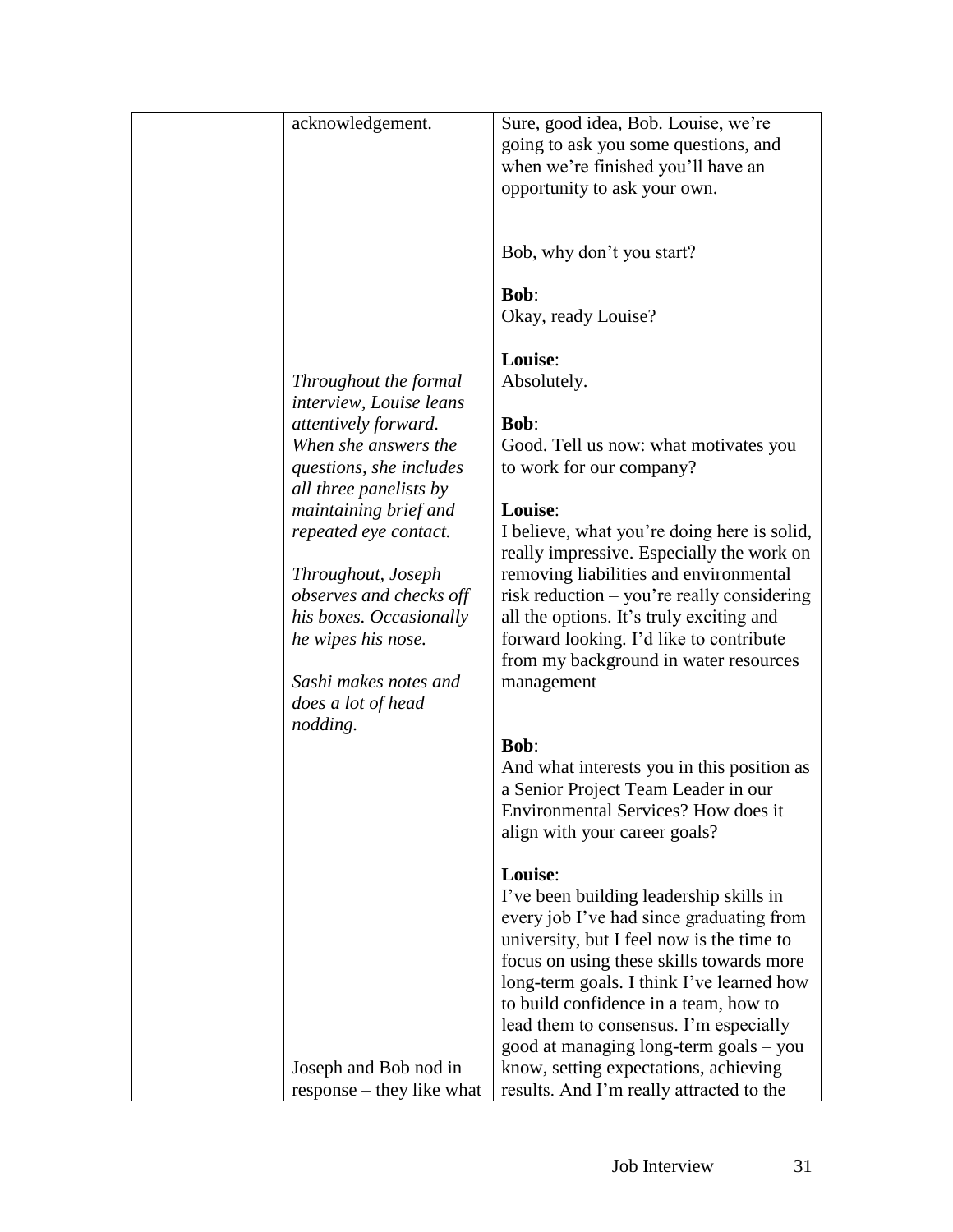| | | |
|---|---|---|
| | acknowledgement. | Sure, good idea, Bob. Louise, we're going to ask you some questions, and when we're finished you'll have an opportunity to ask your own.<br><br>Bob, why don't you start?<br><br>**Bob**:<br>Okay, ready Louise? |
| | *Throughout the formal interview, Louise leans attentively forward. When she answers the questions, she includes all three panelists by maintaining brief and repeated eye contact.*<br><br>*Throughout, Joseph observes and checks off his boxes. Occasionally he wipes his nose.*<br><br>*Sashi makes notes and does a lot of head nodding.* | **Louise**:<br>Absolutely.<br><br>**Bob**:<br>Good. Tell us now: what motivates you to work for our company?<br><br>**Louise**:<br>I believe, what you're doing here is solid, really impressive. Especially the work on removing liabilities and environmental risk reduction – you're really considering all the options. It's truly exciting and forward looking. I'd like to contribute from my background in water resources management<br><br>**Bob**:<br>And what interests you in this position as a Senior Project Team Leader in our Environmental Services? How does it align with your career goals? |
| | Joseph and Bob nod in response – they like what | **Louise**:<br>I've been building leadership skills in every job I've had since graduating from university, but I feel now is the time to focus on using these skills towards more long-term goals. I think I've learned how to build confidence in a team, how to lead them to consensus. I'm especially good at managing long-term goals – you know, setting expectations, achieving results. And I'm really attracted to the |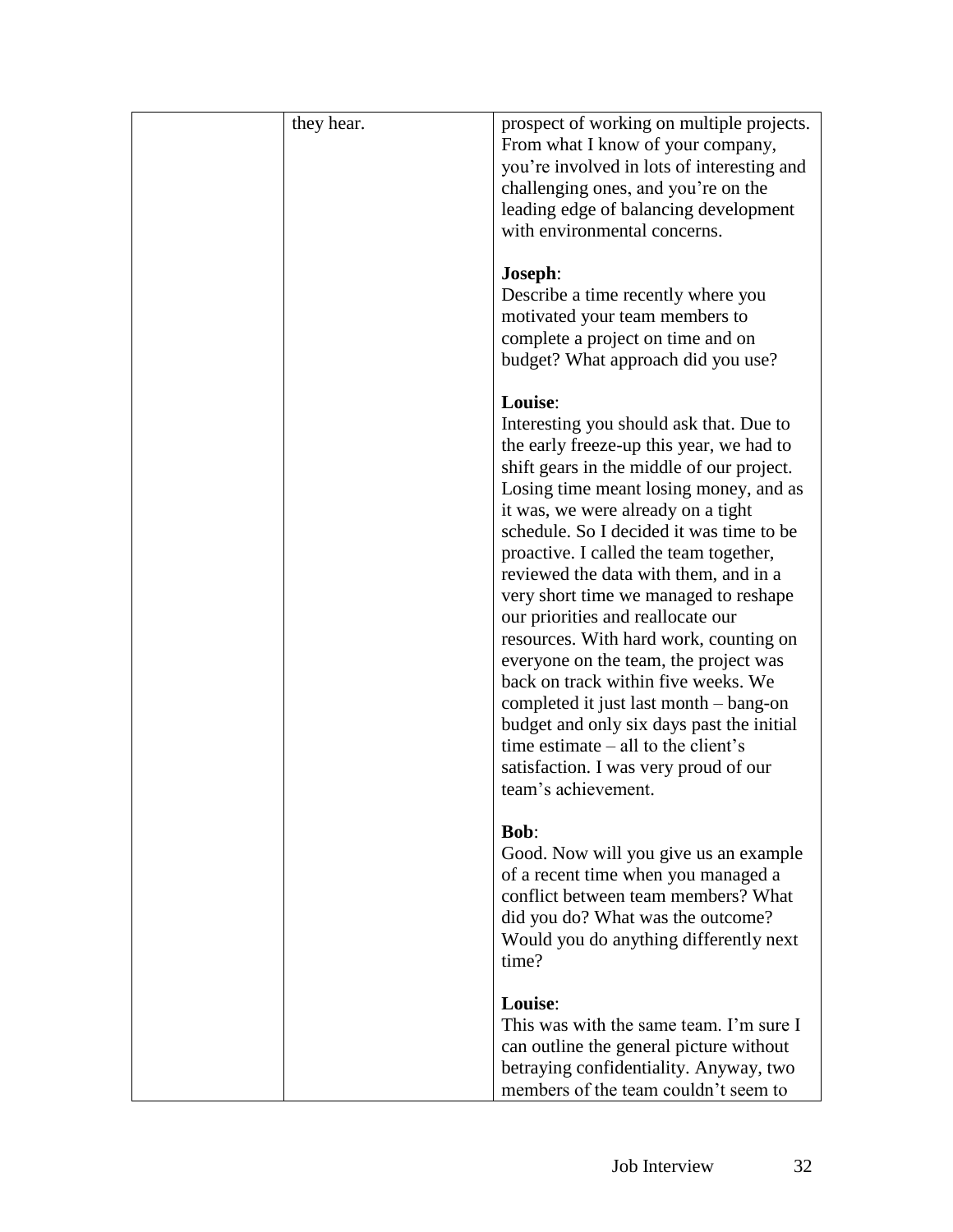|  |  |  |
|---|---|---|
|  | they hear. | prospect of working on multiple projects. From what I know of your company, you're involved in lots of interesting and challenging ones, and you're on the leading edge of balancing development with environmental concerns.<br><br>**Joseph**:<br>Describe a time recently where you motivated your team members to complete a project on time and on budget? What approach did you use?<br><br>**Louise**:<br>Interesting you should ask that. Due to the early freeze-up this year, we had to shift gears in the middle of our project. Losing time meant losing money, and as it was, we were already on a tight schedule. So I decided it was time to be proactive. I called the team together, reviewed the data with them, and in a very short time we managed to reshape our priorities and reallocate our resources. With hard work, counting on everyone on the team, the project was back on track within five weeks. We completed it just last month – bang-on budget and only six days past the initial time estimate – all to the client's satisfaction. I was very proud of our team's achievement.<br><br>**Bob**:<br>Good. Now will you give us an example of a recent time when you managed a conflict between team members? What did you do? What was the outcome? Would you do anything differently next time?<br><br>**Louise**:<br>This was with the same team. I'm sure I can outline the general picture without betraying confidentiality. Anyway, two members of the team couldn't seem to |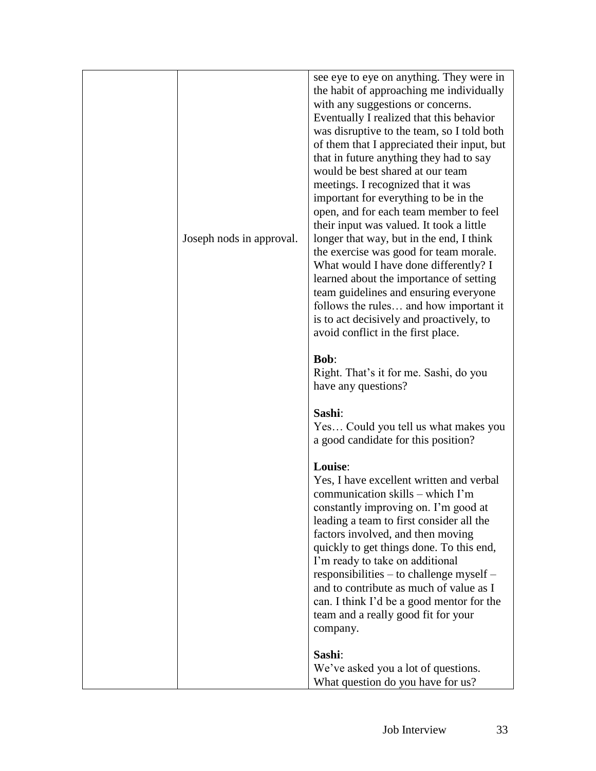| | | |
|---|---|---|
| | Joseph nods in approval. | see eye to eye on anything. They were in the habit of approaching me individually with any suggestions or concerns. Eventually I realized that this behavior was disruptive to the team, so I told both of them that I appreciated their input, but that in future anything they had to say would be best shared at our team meetings. I recognized that it was important for everything to be in the open, and for each team member to feel their input was valued. It took a little longer that way, but in the end, I think the exercise was good for team morale. What would I have done differently? I learned about the importance of setting team guidelines and ensuring everyone follows the rules… and how important it is to act decisively and proactively, to avoid conflict in the first place.<br><br>**Bob**:<br>Right. That's it for me. Sashi, do you have any questions?<br><br>**Sashi**:<br>Yes… Could you tell us what makes you a good candidate for this position?<br><br>**Louise**:<br>Yes, I have excellent written and verbal communication skills – which I'm constantly improving on. I'm good at leading a team to first consider all the factors involved, and then moving quickly to get things done. To this end, I'm ready to take on additional responsibilities – to challenge myself – and to contribute as much of value as I can. I think I'd be a good mentor for the team and a really good fit for your company.<br><br>**Sashi**:<br>We've asked you a lot of questions. What question do you have for us? |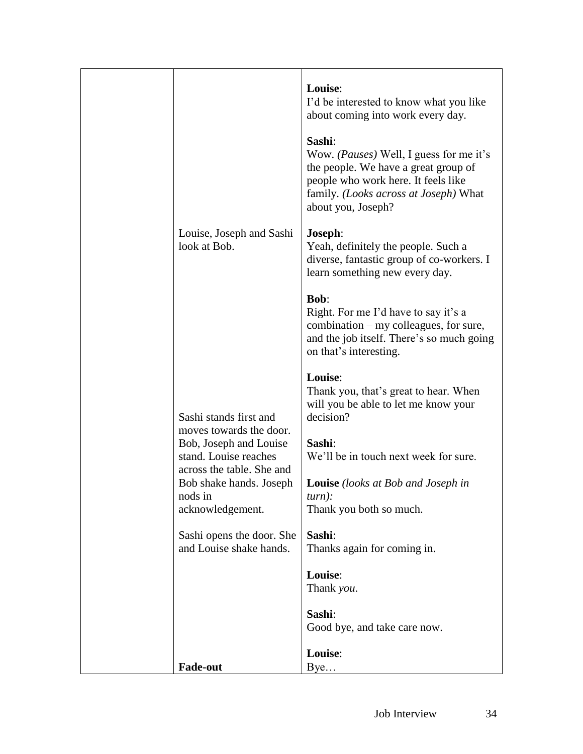| | | |
|---|---|---|
| | | **Louise**:<br>I'd be interested to know what you like about coming into work every day.<br><br>**Sashi**:<br>Wow. *(Pauses)* Well, I guess for me it's the people. We have a great group of people who work here. It feels like family. *(Looks across at Joseph)* What about you, Joseph? |
| | Louise, Joseph and Sashi look at Bob. | **Joseph**:<br>Yeah, definitely the people. Such a diverse, fantastic group of co-workers. I learn something new every day.<br><br>**Bob**:<br>Right. For me I'd have to say it's a combination – my colleagues, for sure, and the job itself. There's so much going on that's interesting.<br><br>**Louise**:<br>Thank you, that's great to hear. When will you be able to let me know your decision? |
| | Sashi stands first and moves towards the door. Bob, Joseph and Louise stand. Louise reaches across the table. She and Bob shake hands. Joseph nods in acknowledgement. | **Sashi**:<br>We'll be in touch next week for sure.<br><br>**Louise** *(looks at Bob and Joseph in turn):*<br>Thank you both so much. |
| | Sashi opens the door. She and Louise shake hands. | **Sashi**:<br>Thanks again for coming in.<br><br>**Louise**:<br>Thank *you*.<br><br>**Sashi**:<br>Good bye, and take care now. |
| | **Fade-out** | **Louise**:<br>Bye… |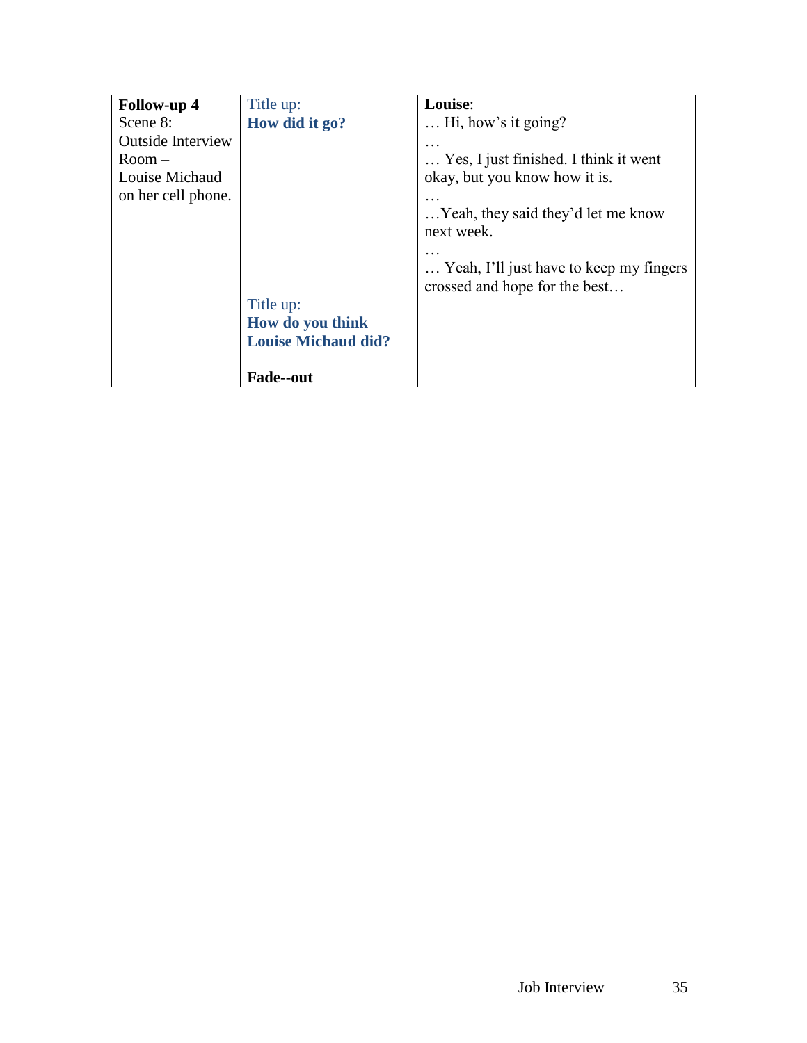| **Follow-up 4** Scene 8: Outside Interview Room – Louise Michaud on her cell phone. | Title up: **How did it go?**<br><br><br><br><br><br><br><br><br><br>Title up: **How do you think Louise Michaud did?**<br><br>**Fade--out** | **Louise**:<br>… Hi, how's it going?<br>…<br>… Yes, I just finished. I think it went okay, but you know how it is.<br>…<br>…Yeah, they said they'd let me know next week.<br>…<br>… Yeah, I'll just have to keep my fingers crossed and hope for the best… |
|---|---|---|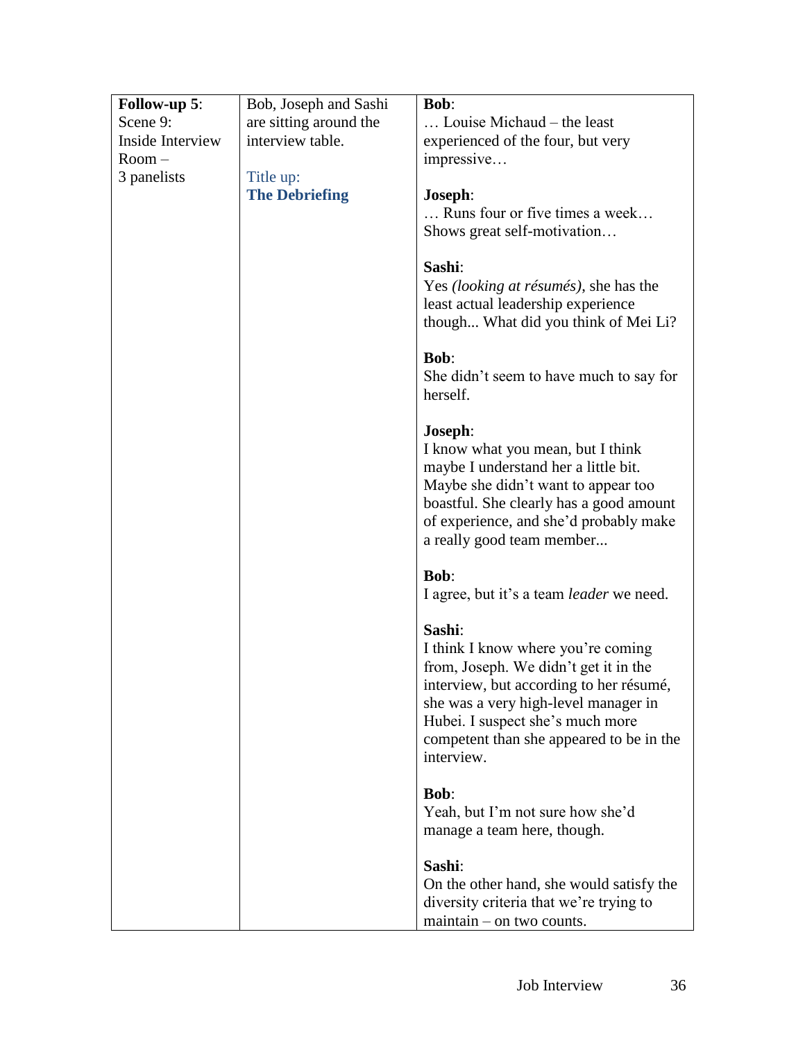| | | |
|---|---|---|
| **Follow-up 5**:<br>Scene 9:<br>Inside Interview Room –<br>3 panelists | Bob, Joseph and Sashi are sitting around the interview table.<br><br>Title up:<br>**The Debriefing** | **Bob**:<br>… Louise Michaud – the least experienced of the four, but very impressive…<br><br>**Joseph**:<br>… Runs four or five times a week… Shows great self-motivation…<br><br>**Sashi**:<br>Yes *(looking at résumés)*, she has the least actual leadership experience though... What did you think of Mei Li?<br><br>**Bob**:<br>She didn't seem to have much to say for herself.<br><br>**Joseph**:<br>I know what you mean, but I think maybe I understand her a little bit. Maybe she didn't want to appear too boastful. She clearly has a good amount of experience, and she'd probably make a really good team member...<br><br>**Bob**:<br>I agree, but it's a team *leader* we need.<br><br>**Sashi**:<br>I think I know where you're coming from, Joseph. We didn't get it in the interview, but according to her résumé, she was a very high-level manager in Hubei. I suspect she's much more competent than she appeared to be in the interview.<br><br>**Bob**:<br>Yeah, but I'm not sure how she'd manage a team here, though.<br><br>**Sashi**:<br>On the other hand, she would satisfy the diversity criteria that we're trying to maintain – on two counts. |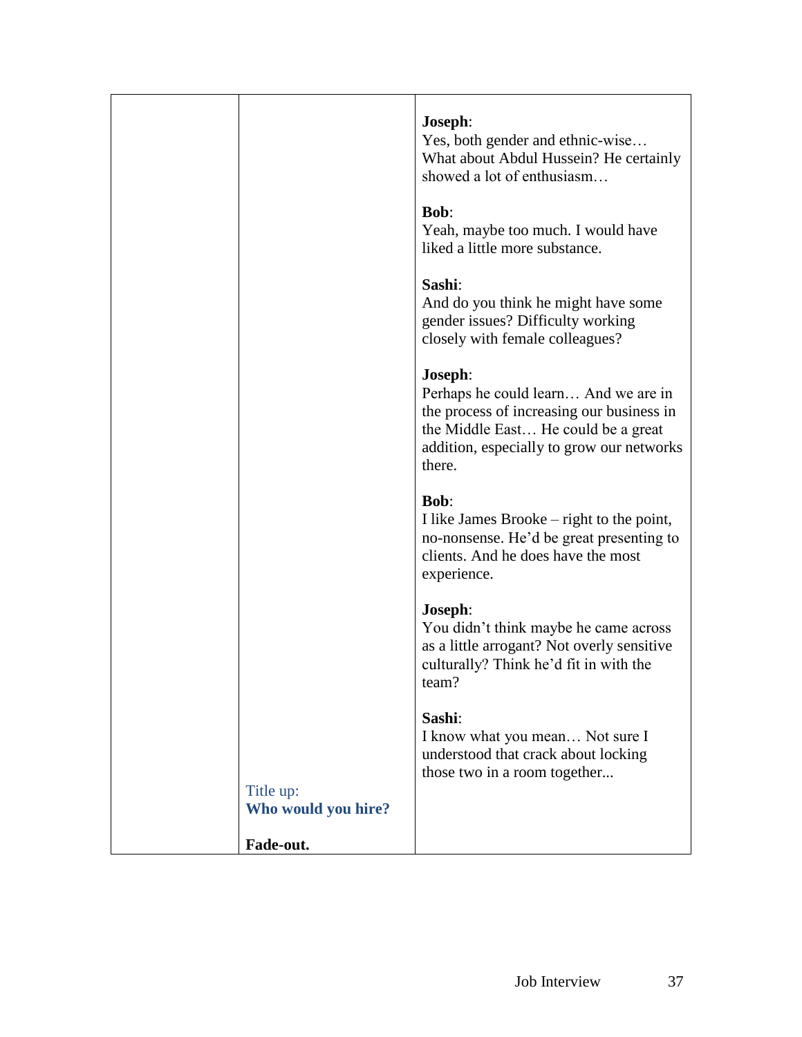| | | |
|---|---|---|
| | | **Joseph**: Yes, both gender and ethnic-wise… What about Abdul Hussein? He certainly showed a lot of enthusiasm…<br><br>**Bob**: Yeah, maybe too much. I would have liked a little more substance.<br><br>**Sashi**: And do you think he might have some gender issues? Difficulty working closely with female colleagues?<br><br>**Joseph**: Perhaps he could learn… And we are in the process of increasing our business in the Middle East… He could be a great addition, especially to grow our networks there.<br><br>**Bob**: I like James Brooke – right to the point, no-nonsense. He'd be great presenting to clients. And he does have the most experience.<br><br>**Joseph**: You didn't think maybe he came across as a little arrogant? Not overly sensitive culturally? Think he'd fit in with the team?<br><br>**Sashi**: I know what you mean… Not sure I understood that crack about locking those two in a room together... |
| | Title up: **Who would you hire?**<br><br>**Fade-out.** | |